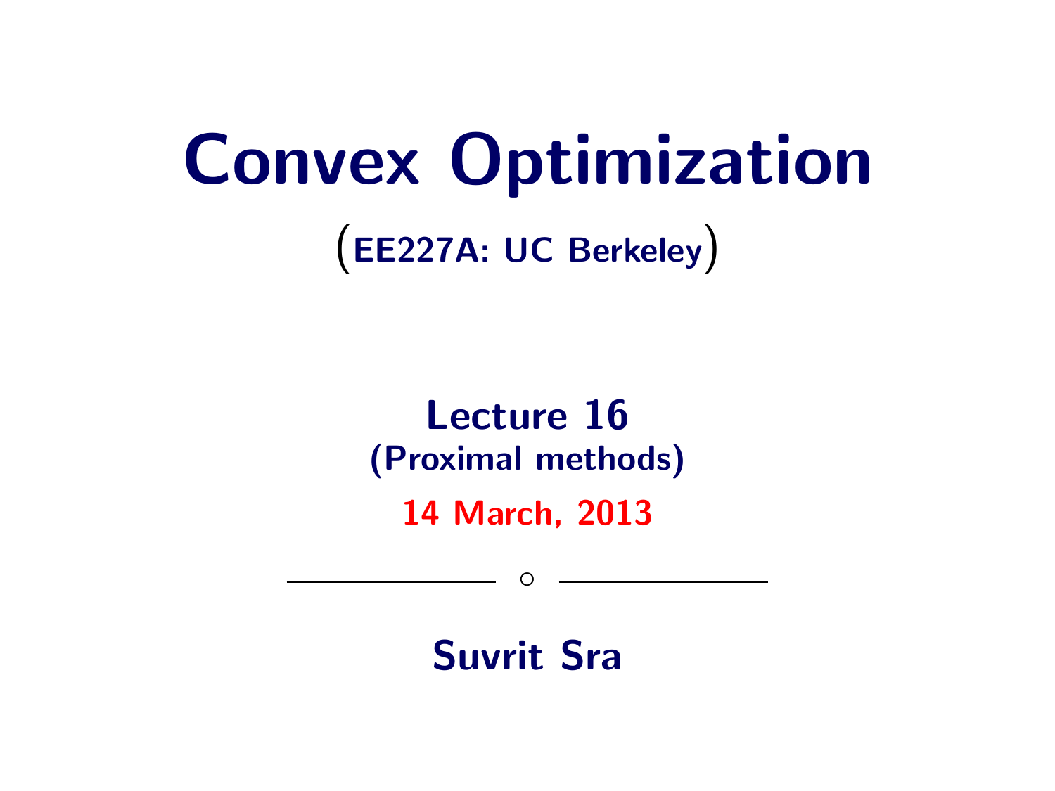# Convex Optimization

(EE227A: UC Berkeley)

**Lecture 16**
**(Proximal methods)**

**14 March, 2013**

———— ○ ————

**Suvrit Sra**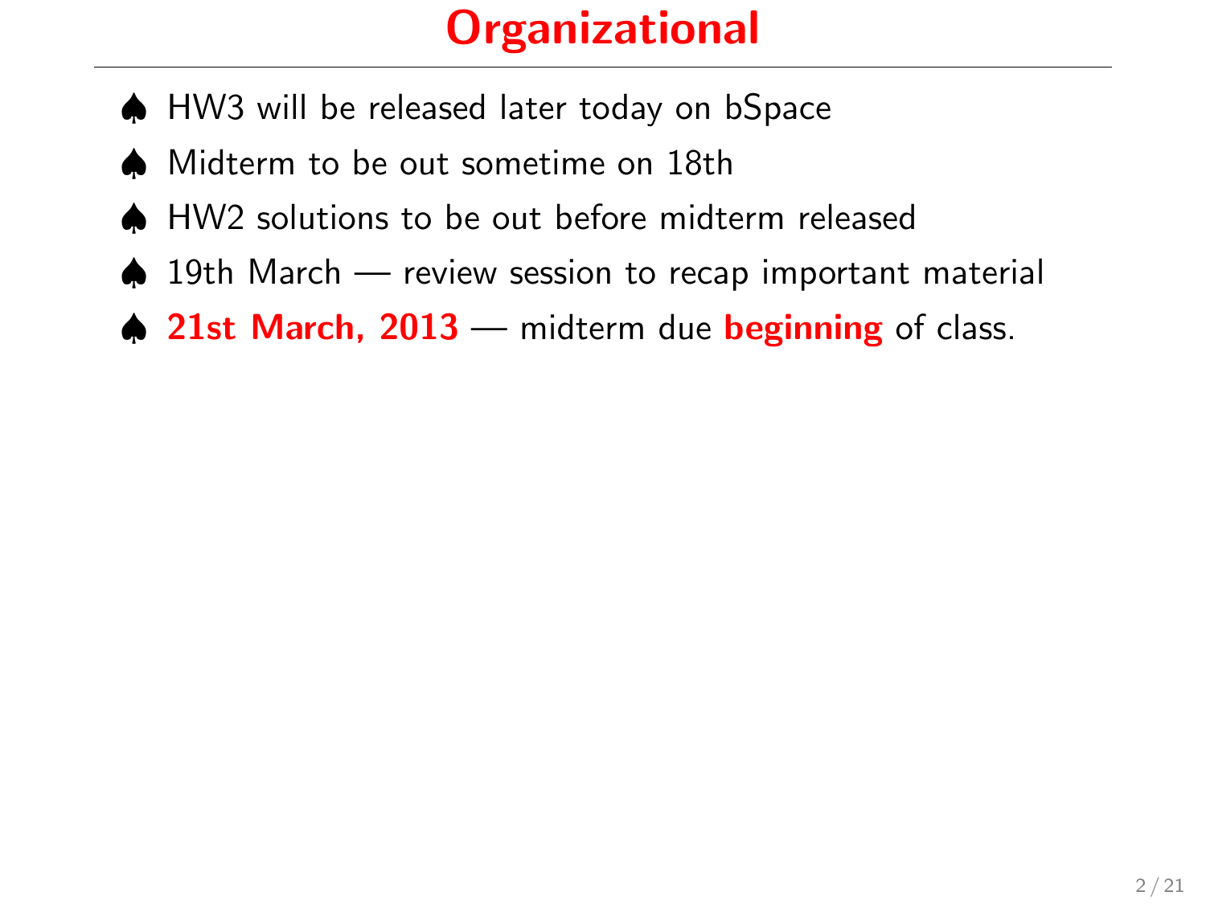# Organizational

- HW3 will be released later today on bSpace
- Midterm to be out sometime on 18th
- HW2 solutions to be out before midterm released
- 19th March — review session to recap important material
- **21st March, 2013** — midterm due **beginning** of class.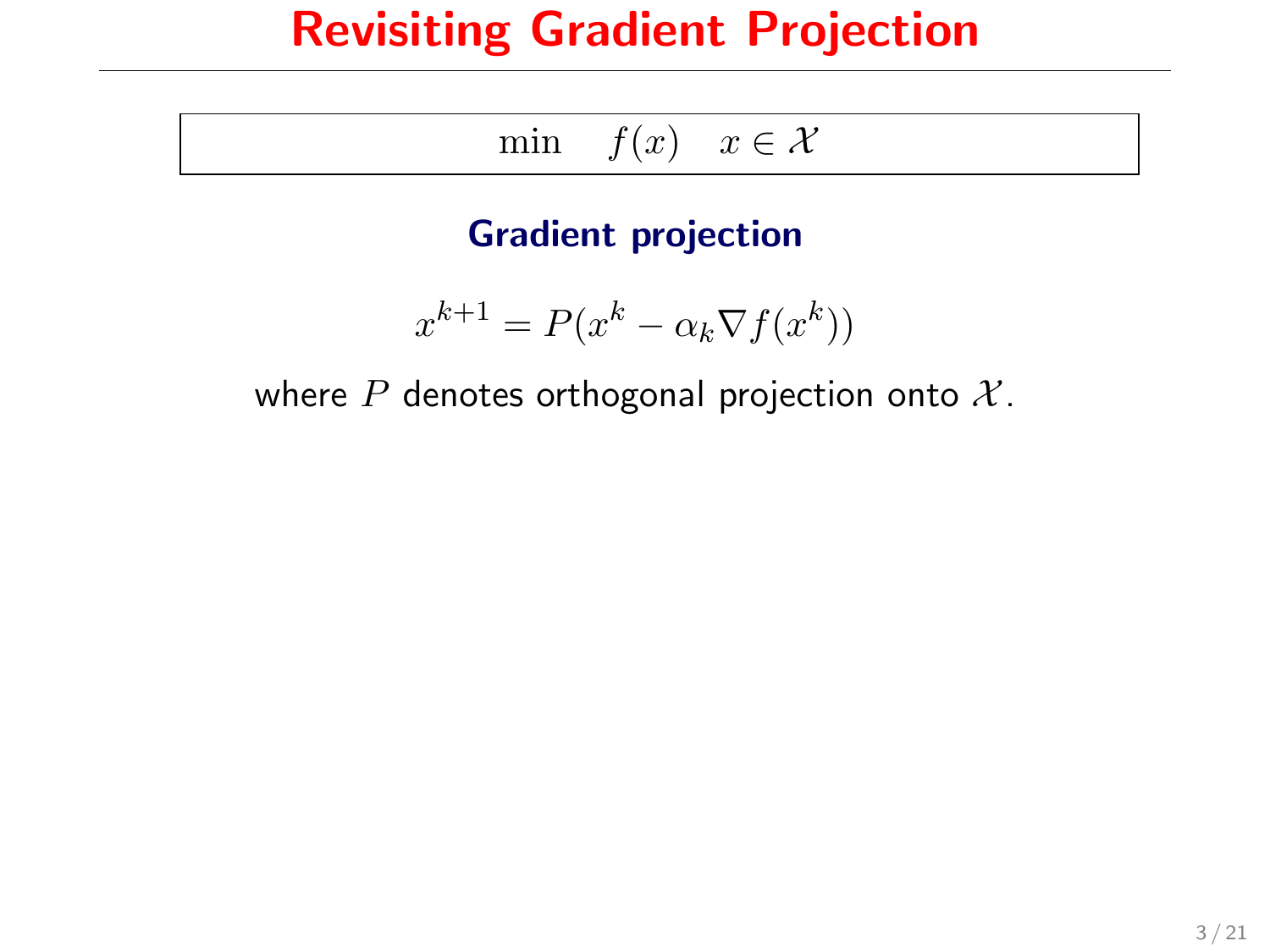# Revisiting Gradient Projection

$$\min \quad f(x) \quad x \in \mathcal{X}$$

**Gradient projection**

$$x^{k+1} = P(x^k - \alpha_k \nabla f(x^k))$$

where $P$ denotes orthogonal projection onto $\mathcal{X}$.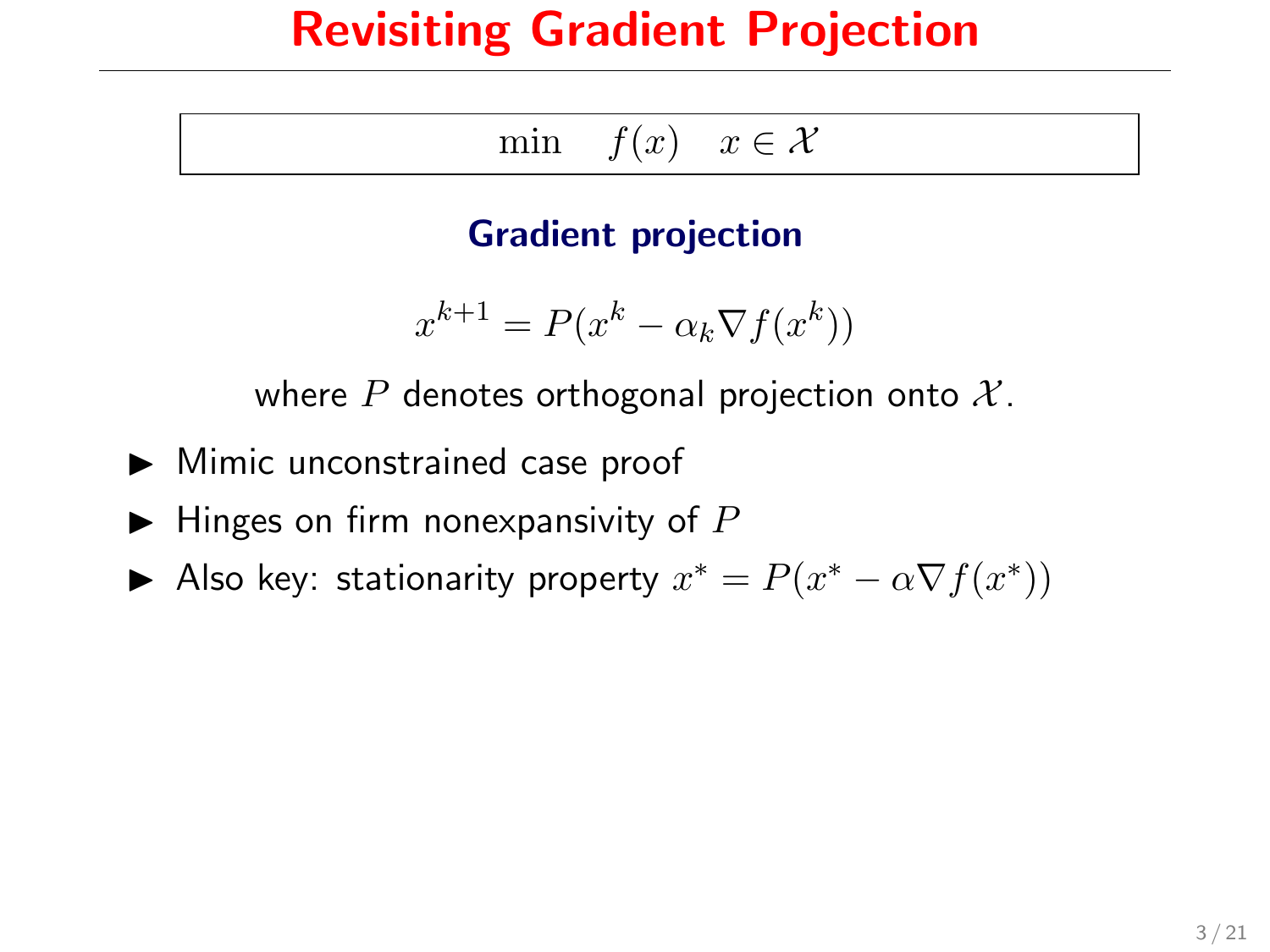# Revisiting Gradient Projection

$$\min \quad f(x) \quad x \in \mathcal{X}$$

**Gradient projection**

$$x^{k+1} = P(x^k - \alpha_k \nabla f(x^k))$$

where $P$ denotes orthogonal projection onto $\mathcal{X}$.

- Mimic unconstrained case proof
- Hinges on firm nonexpansivity of $P$
- Also key: stationarity property $x^* = P(x^* - \alpha \nabla f(x^*))$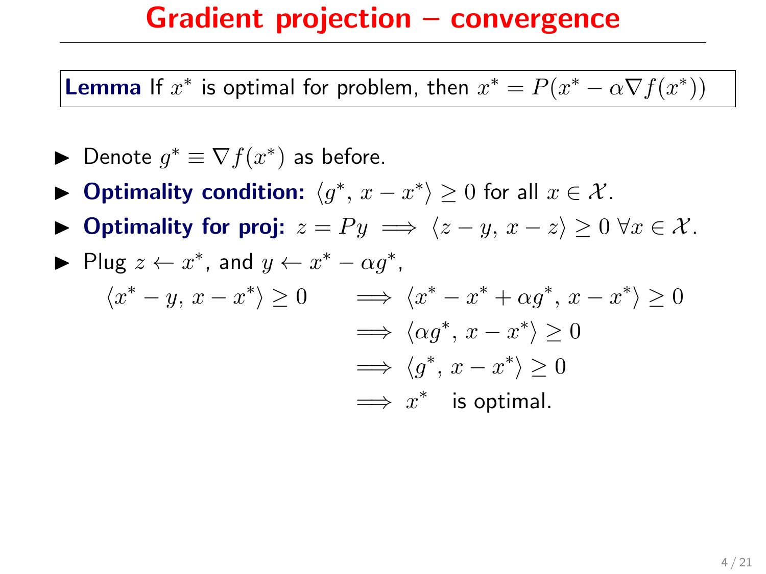# Gradient projection – convergence

**Lemma** If $x^*$ is optimal for problem, then $x^* = P(x^* - \alpha \nabla f(x^*))$

- Denote $g^* \equiv \nabla f(x^*)$ as before.
- **Optimality condition:** $\langle g^*, x - x^* \rangle \geq 0$ for all $x \in \mathcal{X}$.
- **Optimality for proj:** $z = Py \implies \langle z - y, x - z \rangle \geq 0 \; \forall x \in \mathcal{X}$.
- Plug $z \leftarrow x^*$, and $y \leftarrow x^* - \alpha g^*$,

$$
\begin{aligned}
\langle x^* - y, x - x^* \rangle \geq 0 \quad & \implies \langle x^* - x^* + \alpha g^*, x - x^* \rangle \geq 0 \\
& \implies \langle \alpha g^*, x - x^* \rangle \geq 0 \\
& \implies \langle g^*, x - x^* \rangle \geq 0 \\
& \implies x^* \quad \text{is optimal.}
\end{aligned}
$$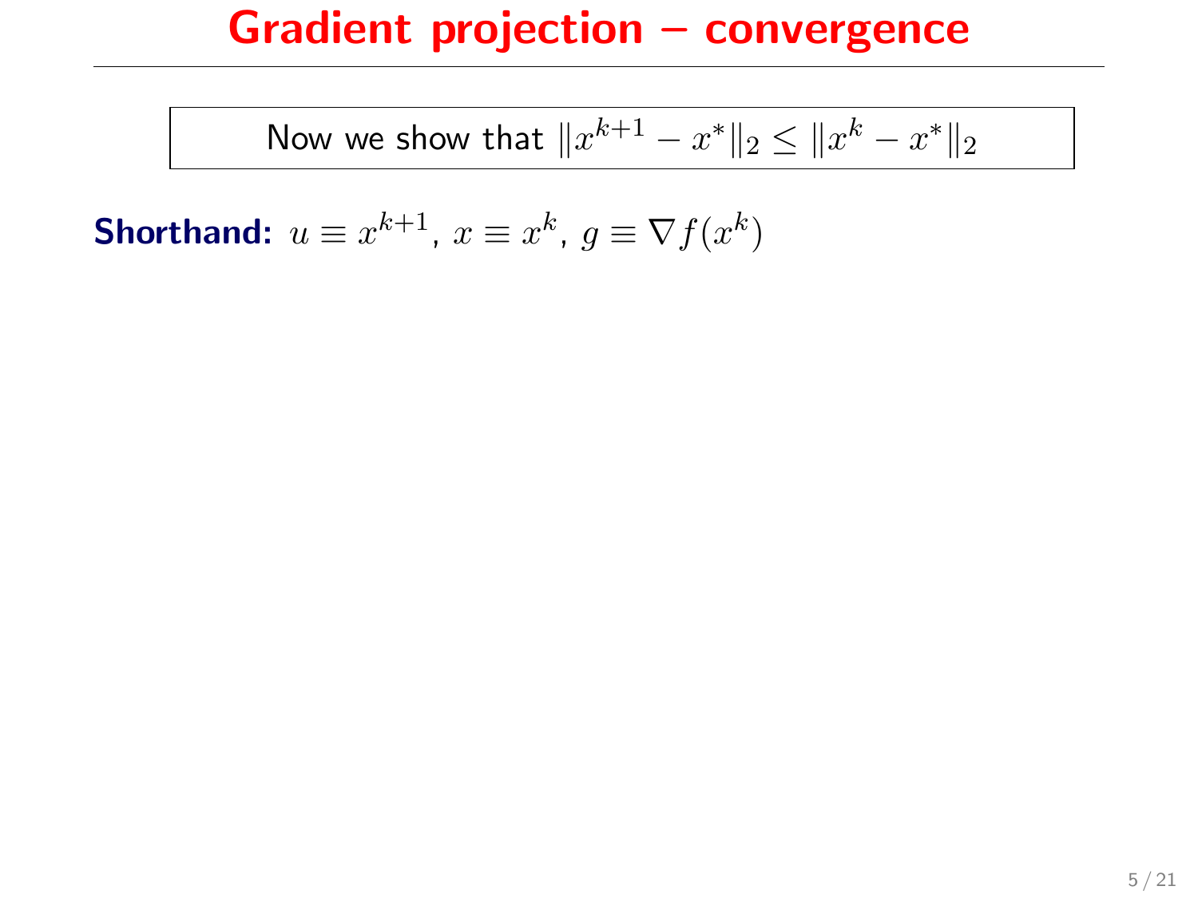# Gradient projection – convergence

Now we show that $\|x^{k+1} - x^*\|_2 \leq \|x^k - x^*\|_2$

**Shorthand:** $u \equiv x^{k+1}$, $x \equiv x^k$, $g \equiv \nabla f(x^k)$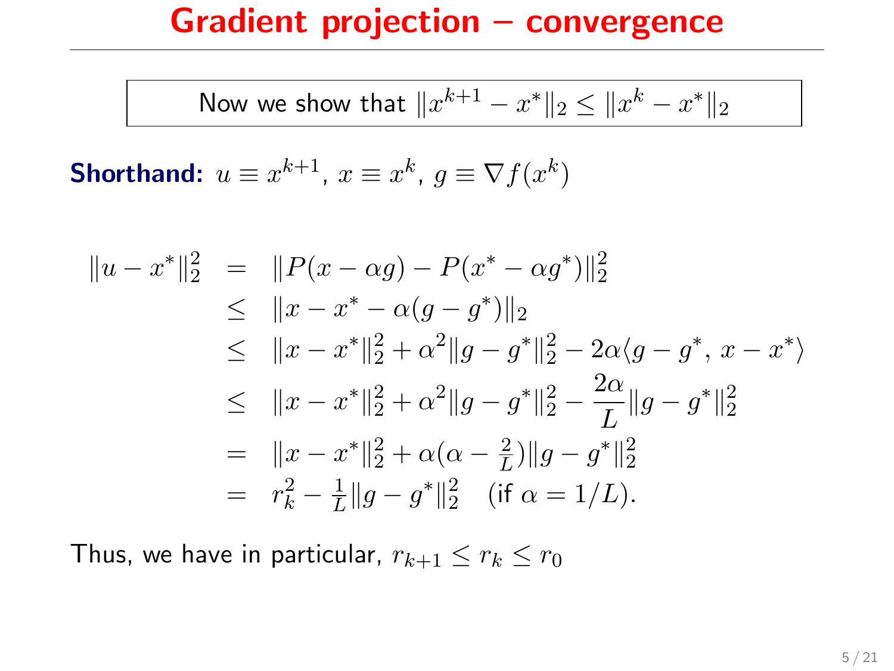# Gradient projection – convergence

Now we show that $\|x^{k+1} - x^*\|_2 \leq \|x^k - x^*\|_2$

**Shorthand:** $u \equiv x^{k+1}$, $x \equiv x^k$, $g \equiv \nabla f(x^k)$

$$
\begin{aligned}
\|u - x^*\|_2^2 &= \|P(x - \alpha g) - P(x^* - \alpha g^*)\|_2^2 \\
&\leq \|x - x^* - \alpha(g - g^*)\|_2 \\
&\leq \|x - x^*\|_2^2 + \alpha^2\|g - g^*\|_2^2 - 2\alpha\langle g - g^*, x - x^*\rangle \\
&\leq \|x - x^*\|_2^2 + \alpha^2\|g - g^*\|_2^2 - \frac{2\alpha}{L}\|g - g^*\|_2^2 \\
&= \|x - x^*\|_2^2 + \alpha(\alpha - \tfrac{2}{L})\|g - g^*\|_2^2 \\
&= r_k^2 - \tfrac{1}{L}\|g - g^*\|_2^2 \quad (\text{if } \alpha = 1/L).
\end{aligned}
$$

Thus, we have in particular, $r_{k+1} \leq r_k \leq r_0$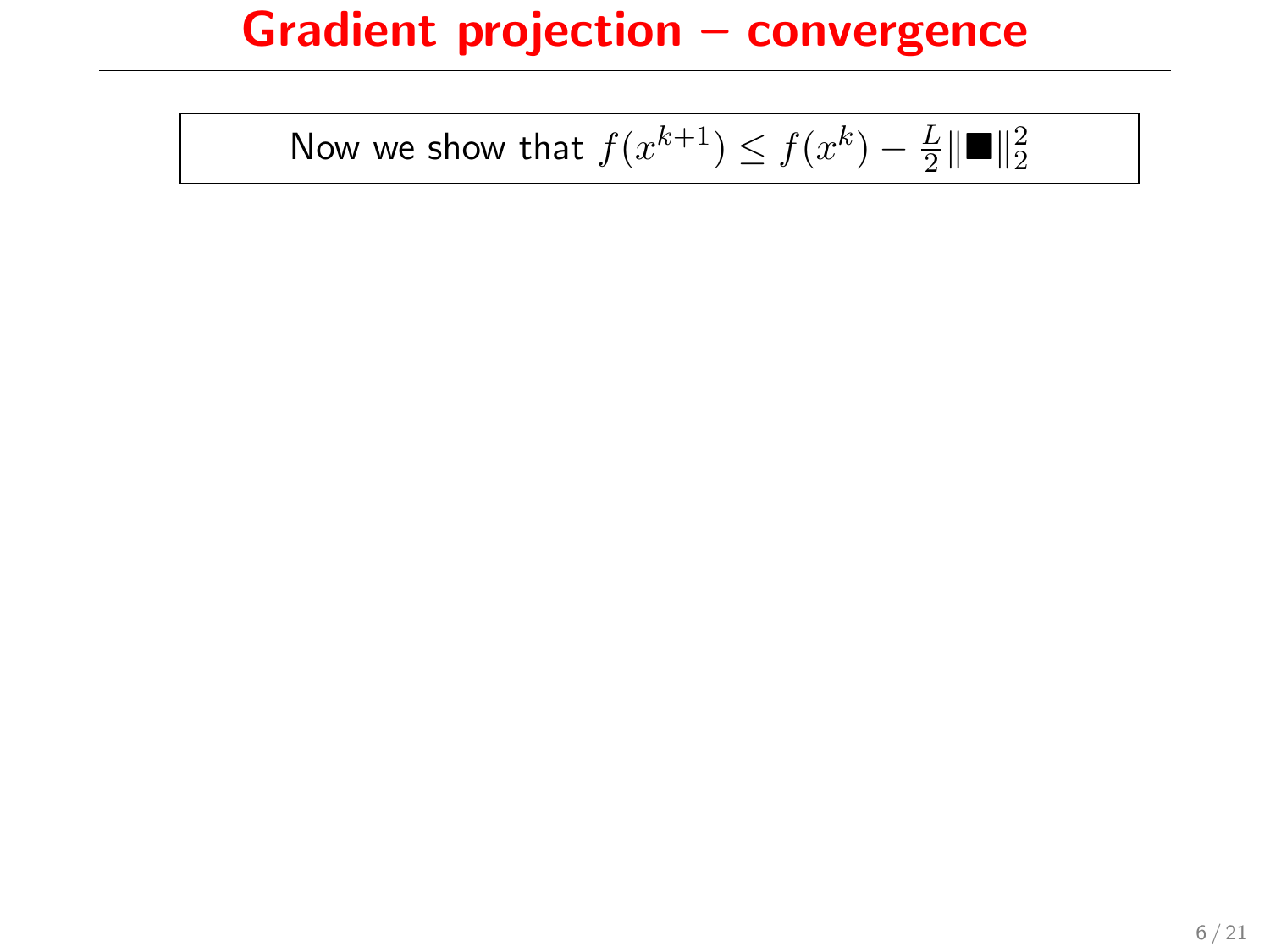# Gradient projection – convergence

Now we show that $f(x^{k+1}) \leq f(x^k) - \frac{L}{2}\|\blacksquare\|_2^2$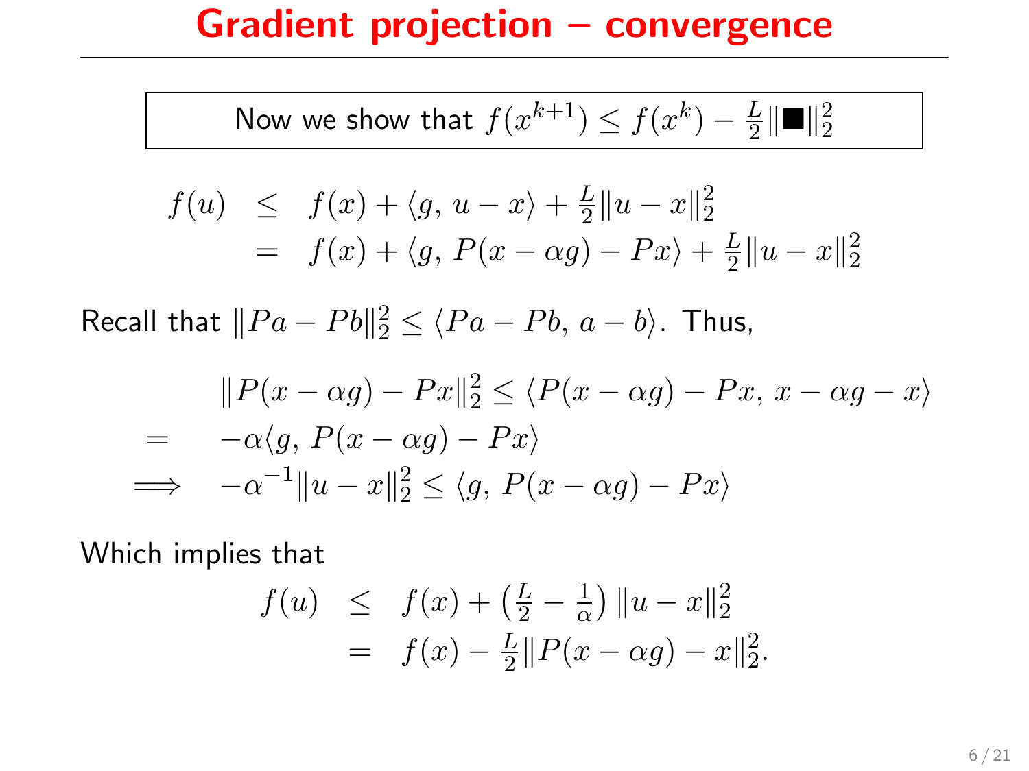# Gradient projection – convergence

Now we show that $f(x^{k+1}) \leq f(x^k) - \frac{L}{2}\|\blacksquare\|_2^2$

$$
\begin{aligned}
f(u) &\leq f(x) + \langle g,\, u - x\rangle + \tfrac{L}{2}\|u - x\|_2^2 \\
&= f(x) + \langle g,\, P(x - \alpha g) - Px\rangle + \tfrac{L}{2}\|u - x\|_2^2
\end{aligned}
$$

Recall that $\|Pa - Pb\|_2^2 \leq \langle Pa - Pb,\, a - b\rangle$. Thus,

$$
\begin{aligned}
& \|P(x - \alpha g) - Px\|_2^2 \leq \langle P(x - \alpha g) - Px,\, x - \alpha g - x\rangle \\
= \quad & -\alpha\langle g,\, P(x - \alpha g) - Px\rangle \\
\implies \quad & -\alpha^{-1}\|u - x\|_2^2 \leq \langle g,\, P(x - \alpha g) - Px\rangle
\end{aligned}
$$

Which implies that

$$
\begin{aligned}
f(u) &\leq f(x) + \left(\tfrac{L}{2} - \tfrac{1}{\alpha}\right)\|u - x\|_2^2 \\
&= f(x) - \tfrac{L}{2}\|P(x - \alpha g) - x\|_2^2.
\end{aligned}
$$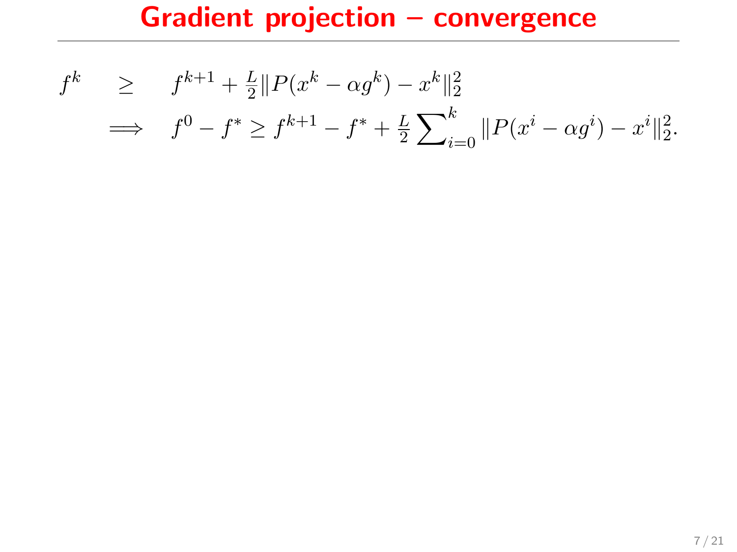# Gradient projection – convergence

$$
\begin{aligned}
f^k \quad &\geq \quad f^{k+1} + \tfrac{L}{2}\|P(x^k - \alpha g^k) - x^k\|_2^2 \\
&\Longrightarrow \quad f^0 - f^* \geq f^{k+1} - f^* + \tfrac{L}{2}\sum\nolimits_{i=0}^{k} \|P(x^i - \alpha g^i) - x^i\|_2^2.
\end{aligned}
$$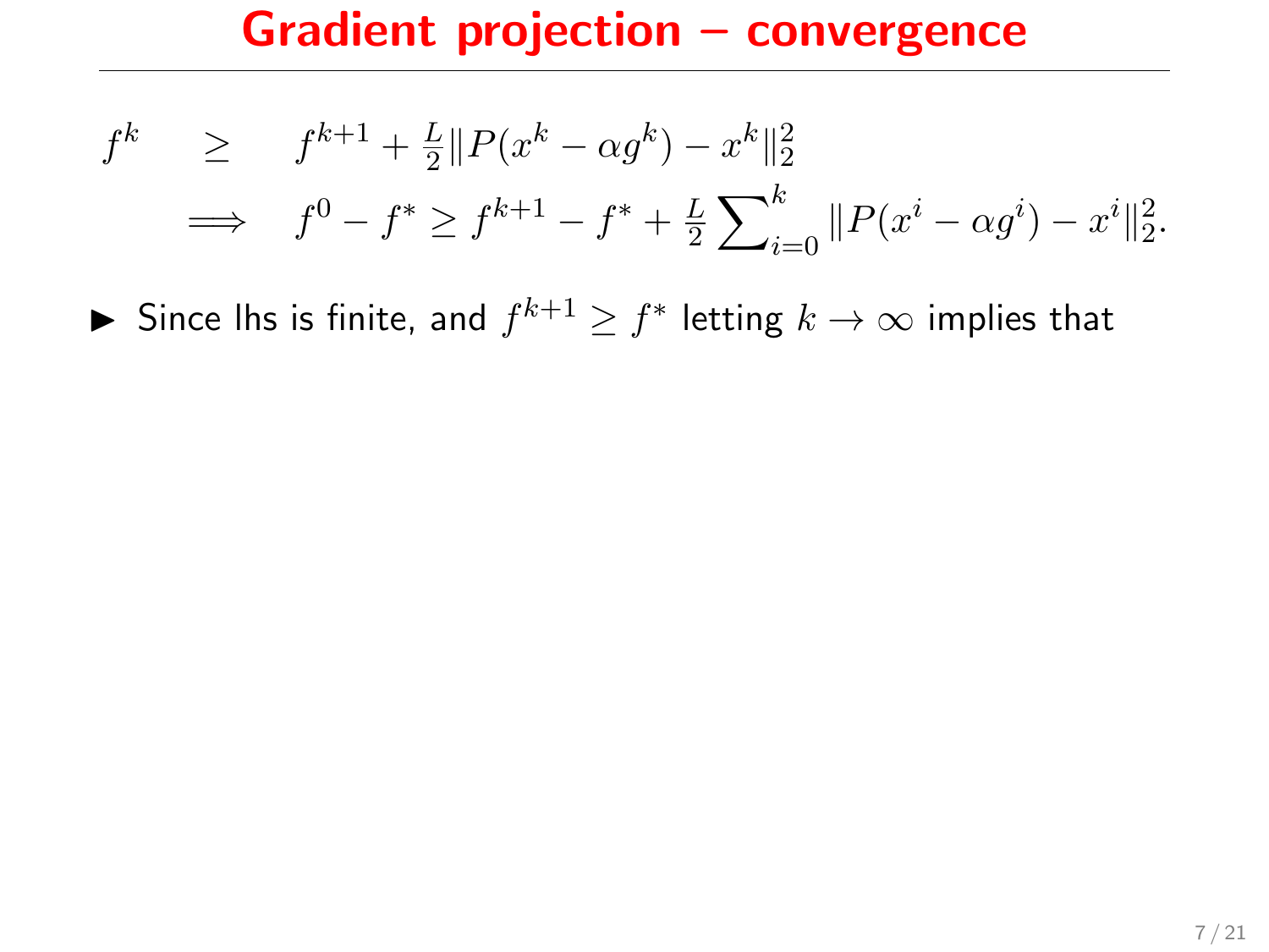# Gradient projection – convergence

$$
\begin{aligned}
f^k \quad &\geq \quad f^{k+1} + \tfrac{L}{2}\|P(x^k - \alpha g^k) - x^k\|_2^2 \\
&\implies \quad f^0 - f^* \geq f^{k+1} - f^* + \tfrac{L}{2}\sum\nolimits_{i=0}^{k} \|P(x^i - \alpha g^i) - x^i\|_2^2.
\end{aligned}
$$

- Since lhs is finite, and $f^{k+1} \geq f^*$ letting $k \to \infty$ implies that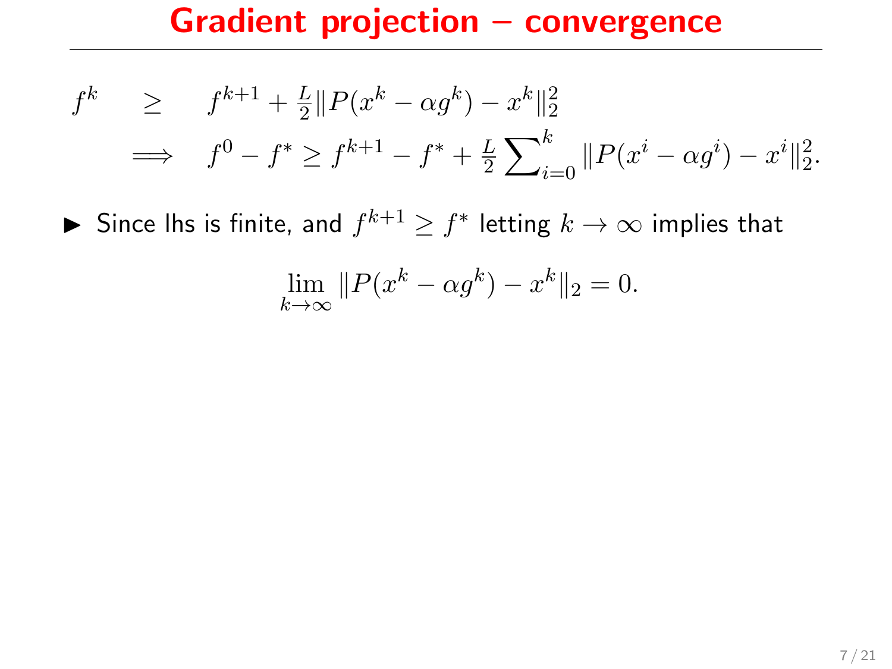# Gradient projection – convergence

$$
\begin{aligned}
f^k \quad &\geq \quad f^{k+1} + \tfrac{L}{2}\|P(x^k - \alpha g^k) - x^k\|_2^2 \\
&\implies \quad f^0 - f^* \geq f^{k+1} - f^* + \tfrac{L}{2}\sum\nolimits_{i=0}^{k} \|P(x^i - \alpha g^i) - x^i\|_2^2.
\end{aligned}
$$

- Since lhs is finite, and $f^{k+1} \geq f^*$ letting $k \to \infty$ implies that

$$
\lim_{k\to\infty} \|P(x^k - \alpha g^k) - x^k\|_2 = 0.
$$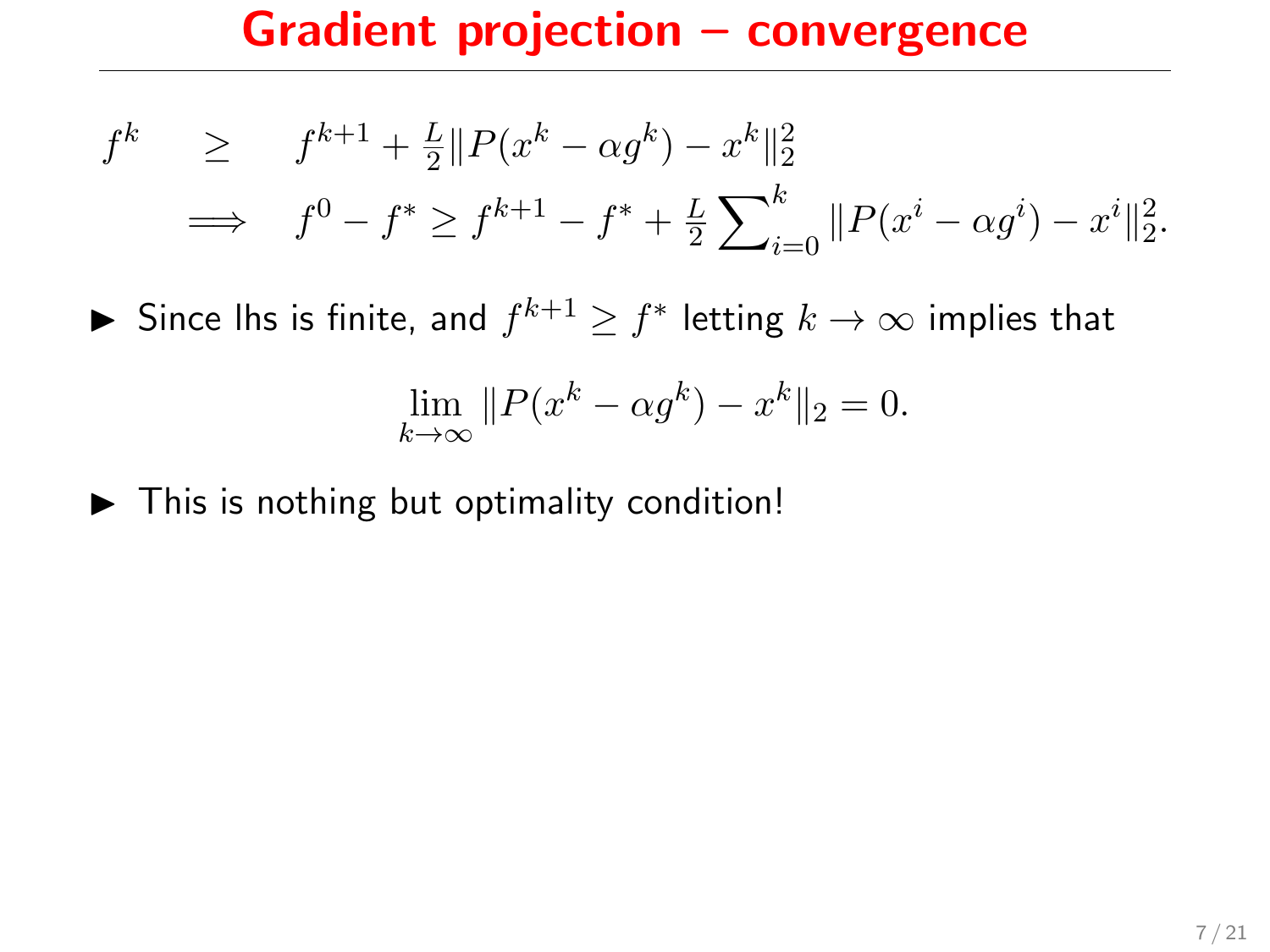# Gradient projection – convergence

$$
\begin{aligned}
f^k \quad &\geq \quad f^{k+1} + \tfrac{L}{2}\|P(x^k - \alpha g^k) - x^k\|_2^2 \\
&\implies \quad f^0 - f^* \geq f^{k+1} - f^* + \tfrac{L}{2}\sum_{i=0}^{k} \|P(x^i - \alpha g^i) - x^i\|_2^2.
\end{aligned}
$$

- Since lhs is finite, and $f^{k+1} \geq f^*$ letting $k \to \infty$ implies that

$$
\lim_{k\to\infty} \|P(x^k - \alpha g^k) - x^k\|_2 = 0.
$$

- This is nothing but optimality condition!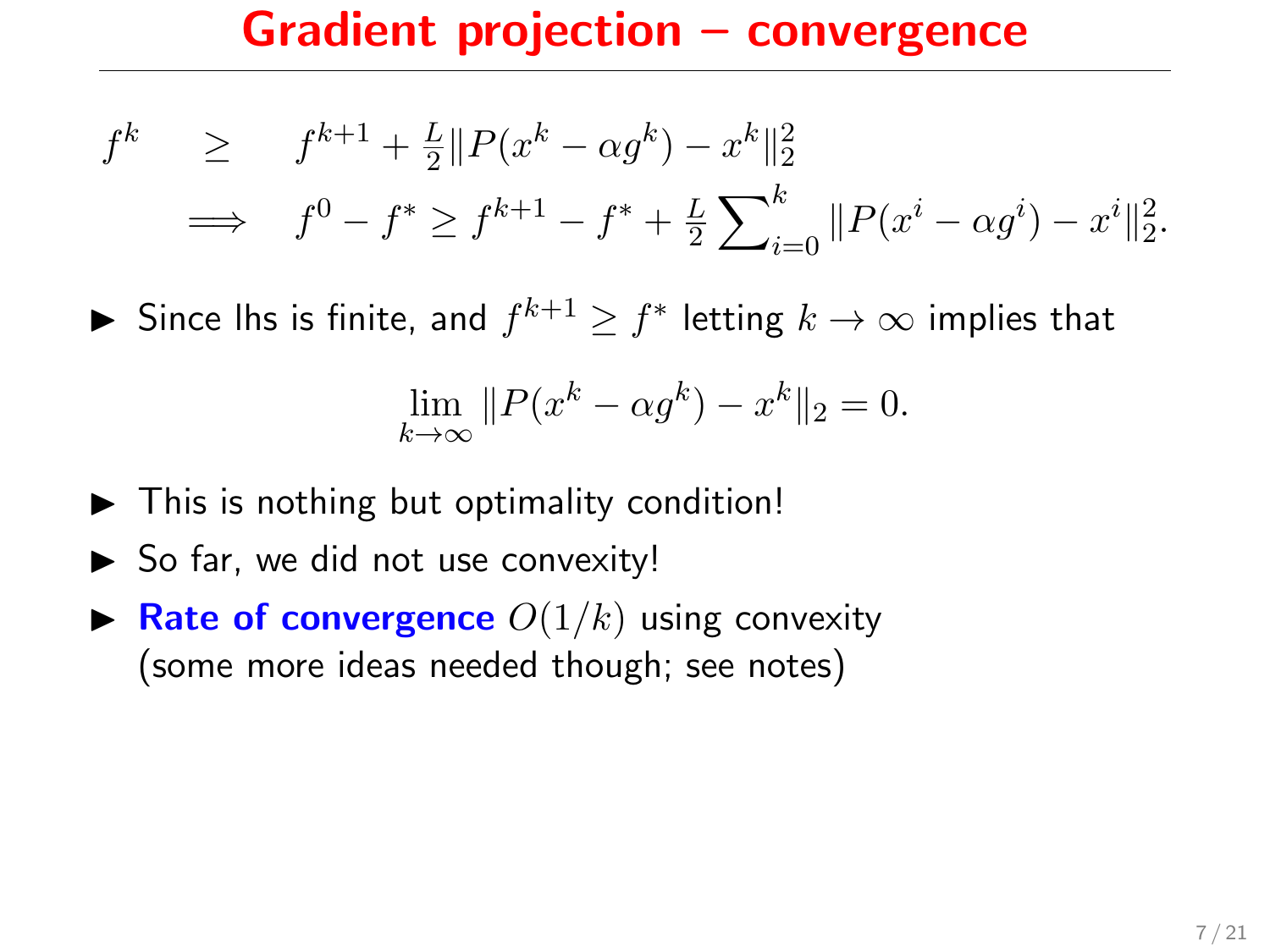# Gradient projection – convergence

$$
\begin{aligned}
f^k \quad &\geq \quad f^{k+1} + \tfrac{L}{2}\|P(x^k - \alpha g^k) - x^k\|_2^2 \\
&\implies \quad f^0 - f^* \geq f^{k+1} - f^* + \tfrac{L}{2}\sum\nolimits_{i=0}^{k}\|P(x^i - \alpha g^i) - x^i\|_2^2.
\end{aligned}
$$

- Since lhs is finite, and $f^{k+1} \geq f^*$ letting $k \to \infty$ implies that

$$
\lim_{k\to\infty}\|P(x^k - \alpha g^k) - x^k\|_2 = 0.
$$

- This is nothing but optimality condition!
- So far, we did not use convexity!
- **Rate of convergence** $O(1/k)$ using convexity (some more ideas needed though; see notes)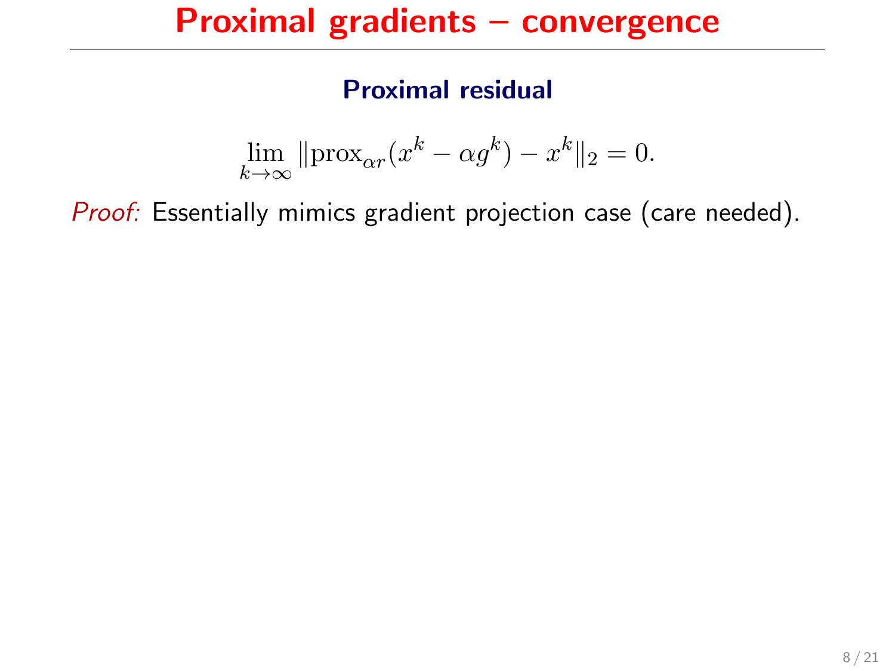# Proximal gradients – convergence

## Proximal residual

$$\lim_{k\to\infty} \|\text{prox}_{\alpha r}(x^k - \alpha g^k) - x^k\|_2 = 0.$$

*Proof:* Essentially mimics gradient projection case (care needed).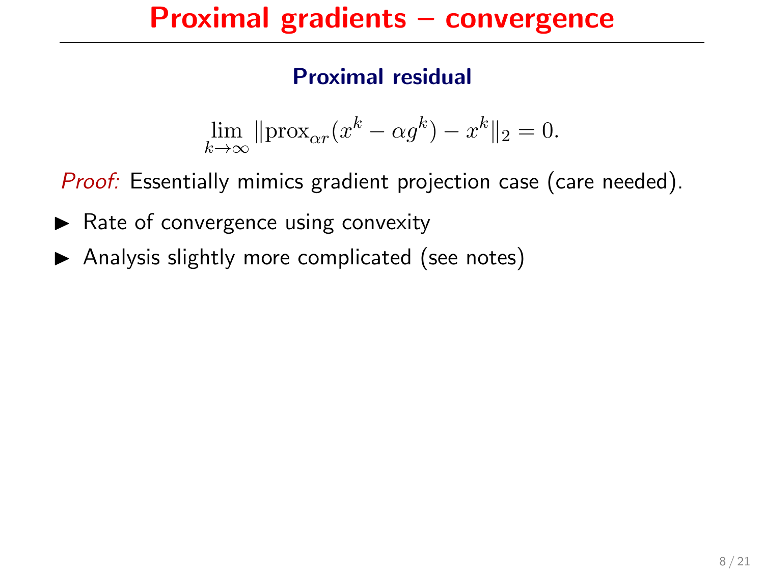# Proximal gradients – convergence

## Proximal residual

$$\lim_{k\to\infty} \|\text{prox}_{\alpha r}(x^k - \alpha g^k) - x^k\|_2 = 0.$$

*Proof:* Essentially mimics gradient projection case (care needed).

- Rate of convergence using convexity
- Analysis slightly more complicated (see notes)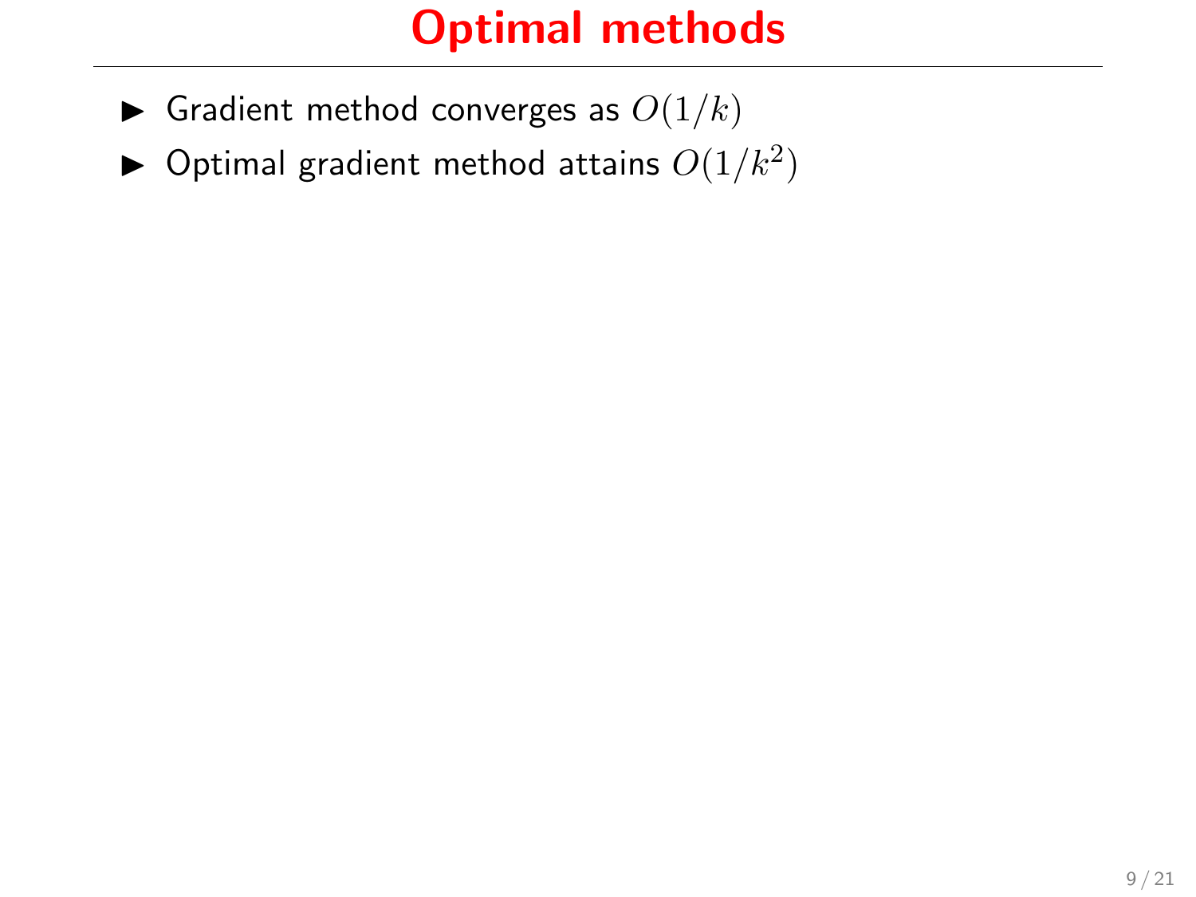# Optimal methods

- Gradient method converges as $O(1/k)$
- Optimal gradient method attains $O(1/k^2)$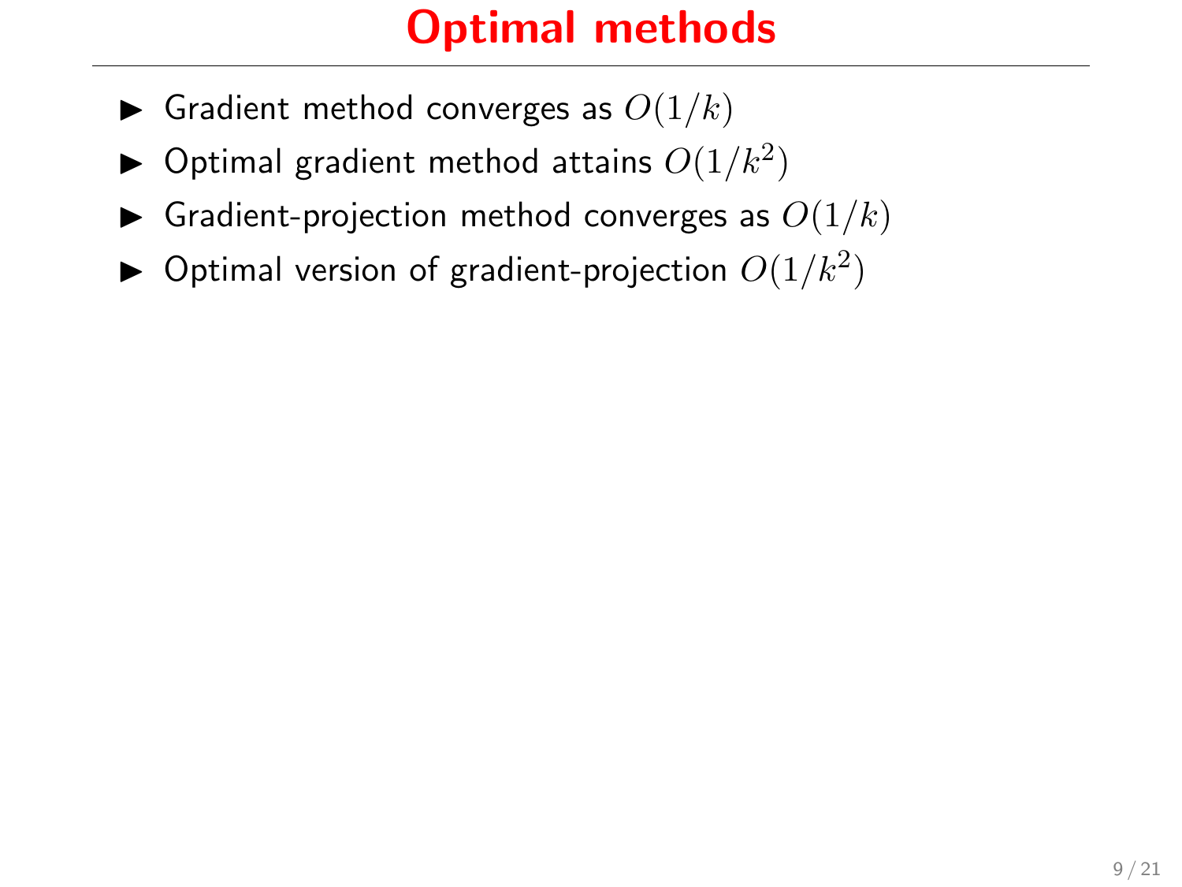# Optimal methods

- Gradient method converges as $O(1/k)$
- Optimal gradient method attains $O(1/k^2)$
- Gradient-projection method converges as $O(1/k)$
- Optimal version of gradient-projection $O(1/k^2)$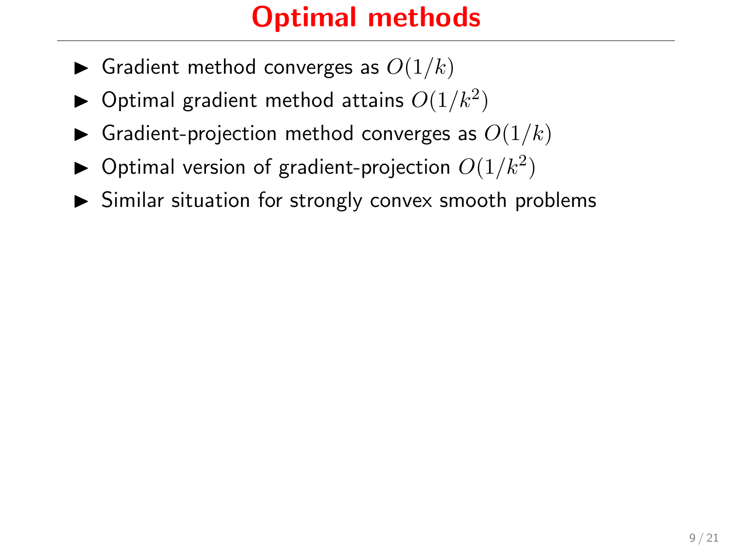# Optimal methods

- Gradient method converges as $O(1/k)$
- Optimal gradient method attains $O(1/k^2)$
- Gradient-projection method converges as $O(1/k)$
- Optimal version of gradient-projection $O(1/k^2)$
- Similar situation for strongly convex smooth problems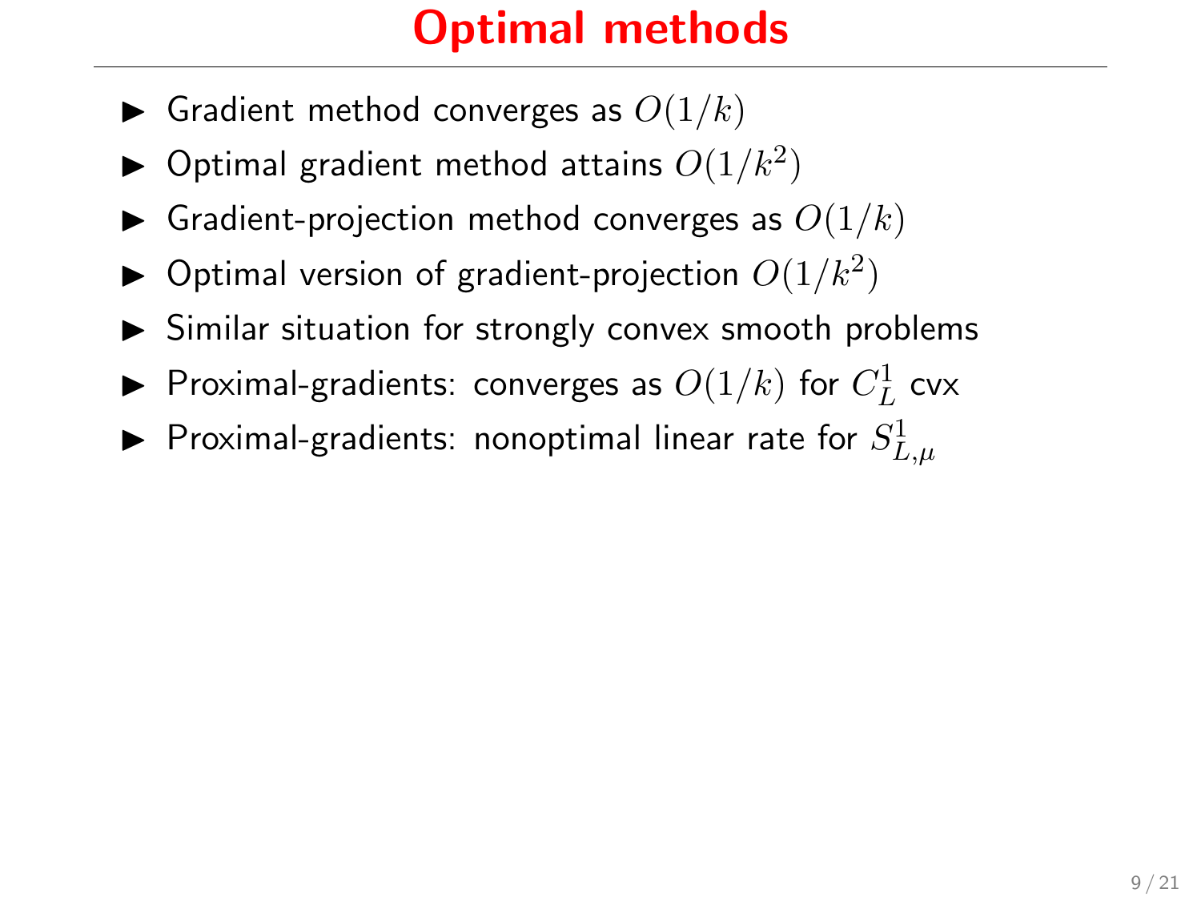# Optimal methods

- Gradient method converges as $O(1/k)$
- Optimal gradient method attains $O(1/k^2)$
- Gradient-projection method converges as $O(1/k)$
- Optimal version of gradient-projection $O(1/k^2)$
- Similar situation for strongly convex smooth problems
- Proximal-gradients: converges as $O(1/k)$ for $C_L^1$ cvx
- Proximal-gradients: nonoptimal linear rate for $S_{L,\mu}^1$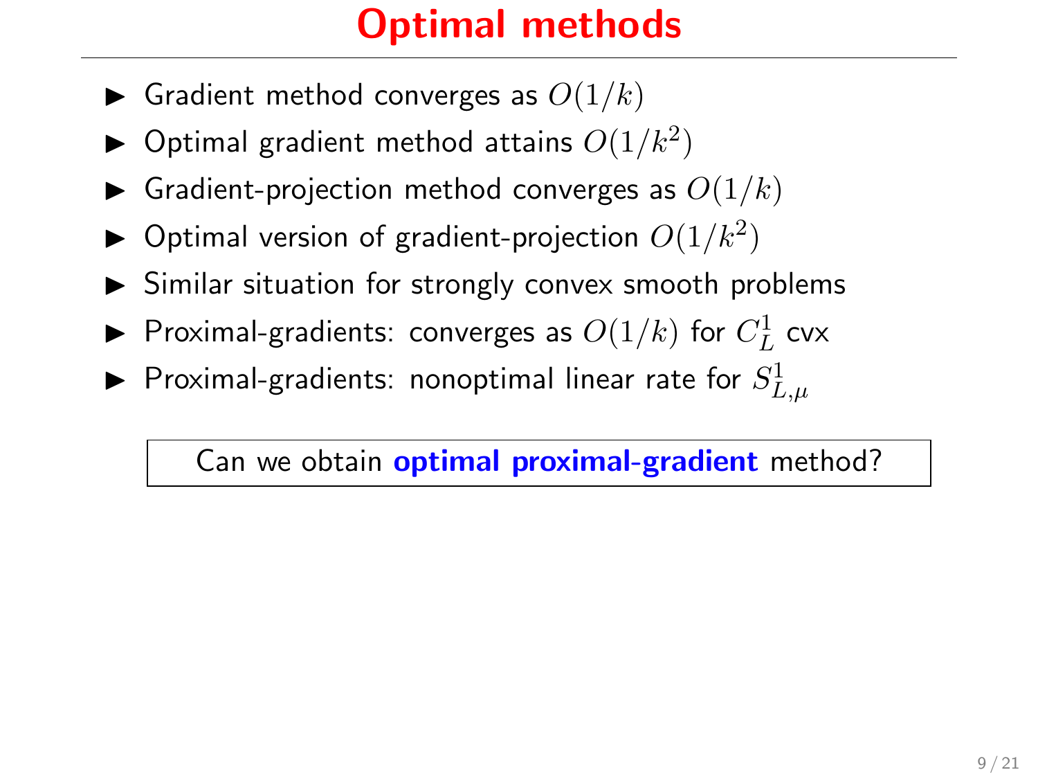# Optimal methods

- Gradient method converges as $O(1/k)$
- Optimal gradient method attains $O(1/k^2)$
- Gradient-projection method converges as $O(1/k)$
- Optimal version of gradient-projection $O(1/k^2)$
- Similar situation for strongly convex smooth problems
- Proximal-gradients: converges as $O(1/k)$ for $C_L^1$ cvx
- Proximal-gradients: nonoptimal linear rate for $S_{L,\mu}^1$

Can we obtain **optimal proximal-gradient** method?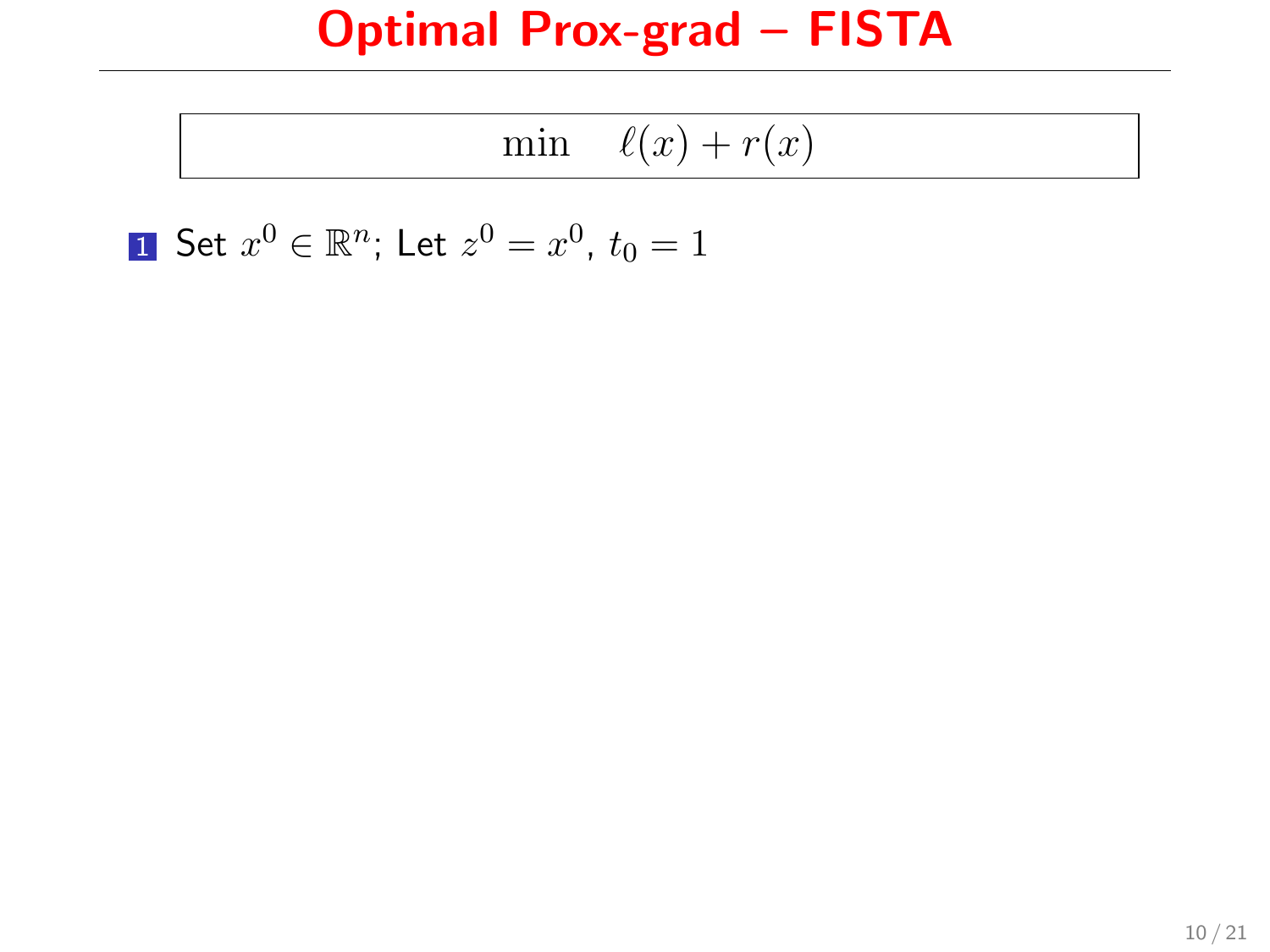# Optimal Prox-grad – FISTA

$$\min \quad \ell(x) + r(x)$$

1. Set $x^0 \in \mathbb{R}^n$; Let $z^0 = x^0$, $t_0 = 1$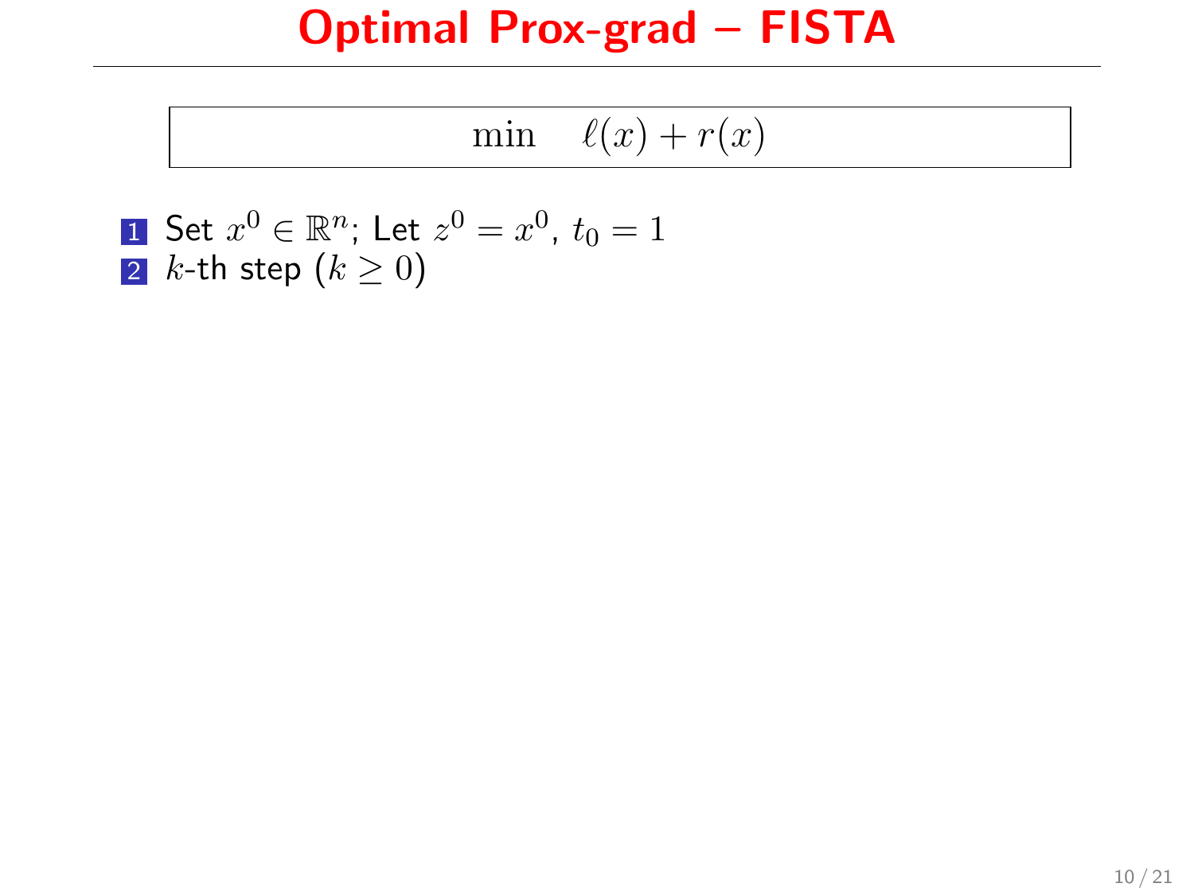# Optimal Prox-grad – FISTA

$$\min \quad \ell(x) + r(x)$$

1. Set $x^0 \in \mathbb{R}^n$; Let $z^0 = x^0$, $t_0 = 1$
2. $k$-th step $(k \geq 0)$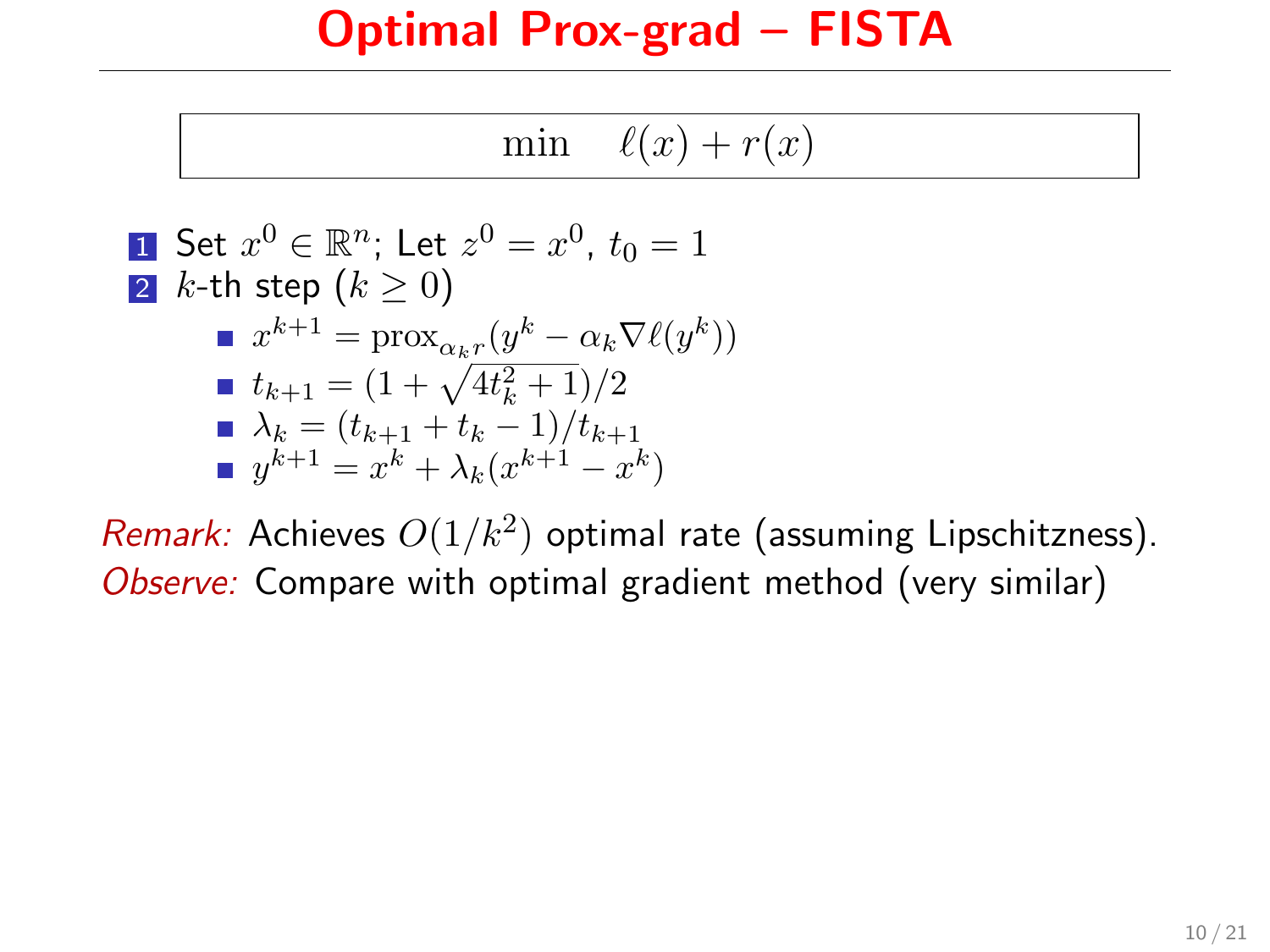# Optimal Prox-grad – FISTA

$$\min \quad \ell(x) + r(x)$$

1. Set $x^0 \in \mathbb{R}^n$; Let $z^0 = x^0$, $t_0 = 1$
2. $k$-th step $(k \geq 0)$
   - $x^{k+1} = \text{prox}_{\alpha_k r}(y^k - \alpha_k \nabla \ell(y^k))$
   - $t_{k+1} = (1 + \sqrt{4t_k^2 + 1})/2$
   - $\lambda_k = (t_{k+1} + t_k - 1)/t_{k+1}$
   - $y^{k+1} = x^k + \lambda_k(x^{k+1} - x^k)$

*Remark:* Achieves $O(1/k^2)$ optimal rate (assuming Lipschitzness).
*Observe:* Compare with optimal gradient method (very similar)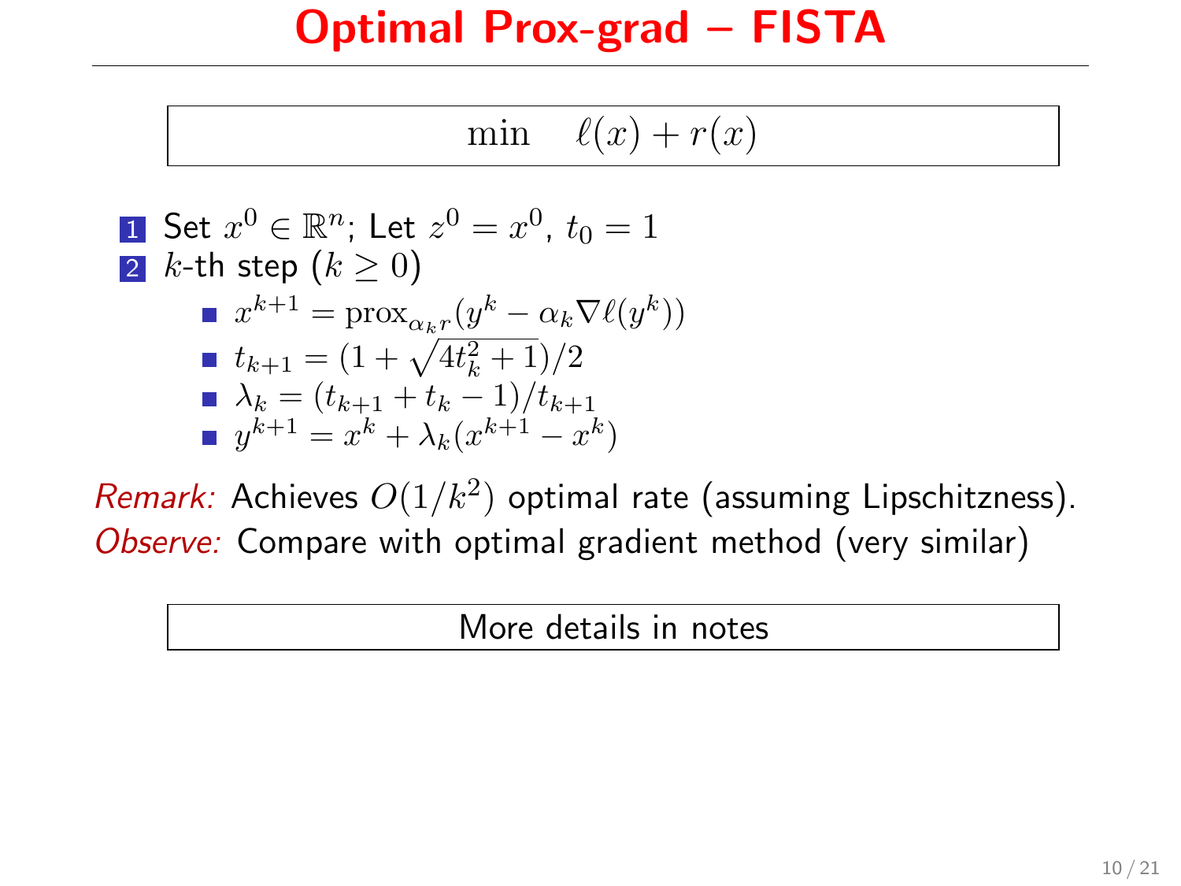# Optimal Prox-grad – FISTA

$$\min \quad \ell(x) + r(x)$$

1. Set $x^0 \in \mathbb{R}^n$; Let $z^0 = x^0$, $t_0 = 1$
2. $k$-th step ($k \geq 0$)
   - $x^{k+1} = \text{prox}_{\alpha_k r}(y^k - \alpha_k \nabla \ell(y^k))$
   - $t_{k+1} = (1 + \sqrt{4t_k^2 + 1})/2$
   - $\lambda_k = (t_{k+1} + t_k - 1)/t_{k+1}$
   - $y^{k+1} = x^k + \lambda_k(x^{k+1} - x^k)$

*Remark:* Achieves $O(1/k^2)$ optimal rate (assuming Lipschitzness).
*Observe:* Compare with optimal gradient method (very similar)

More details in notes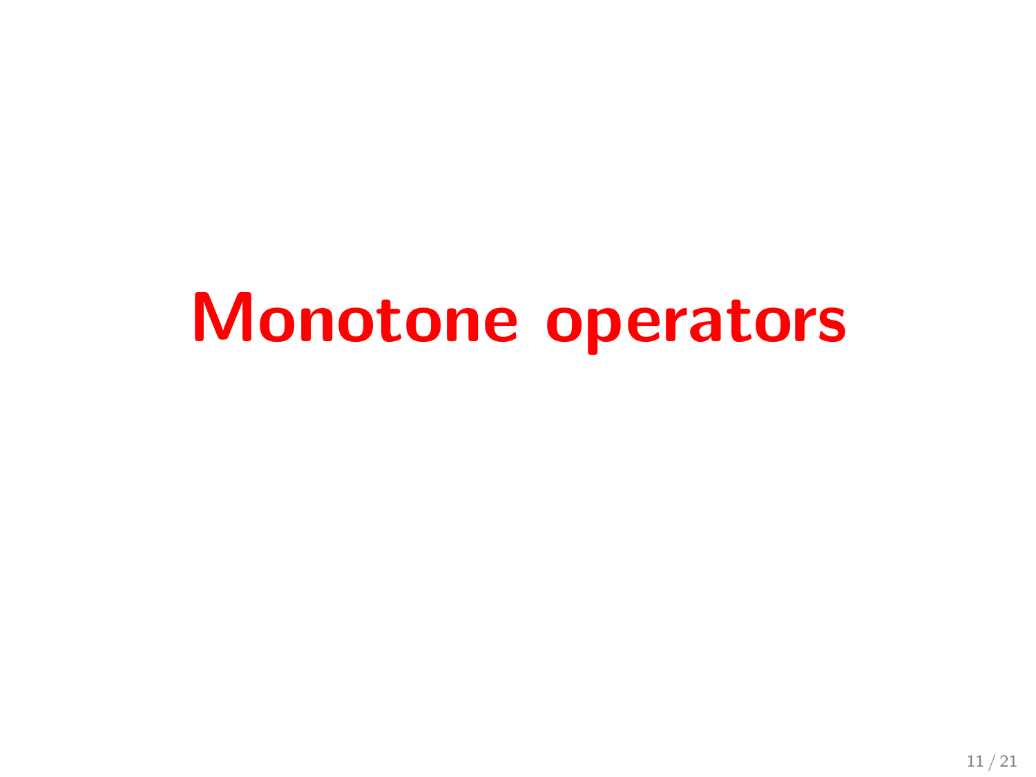# Monotone operators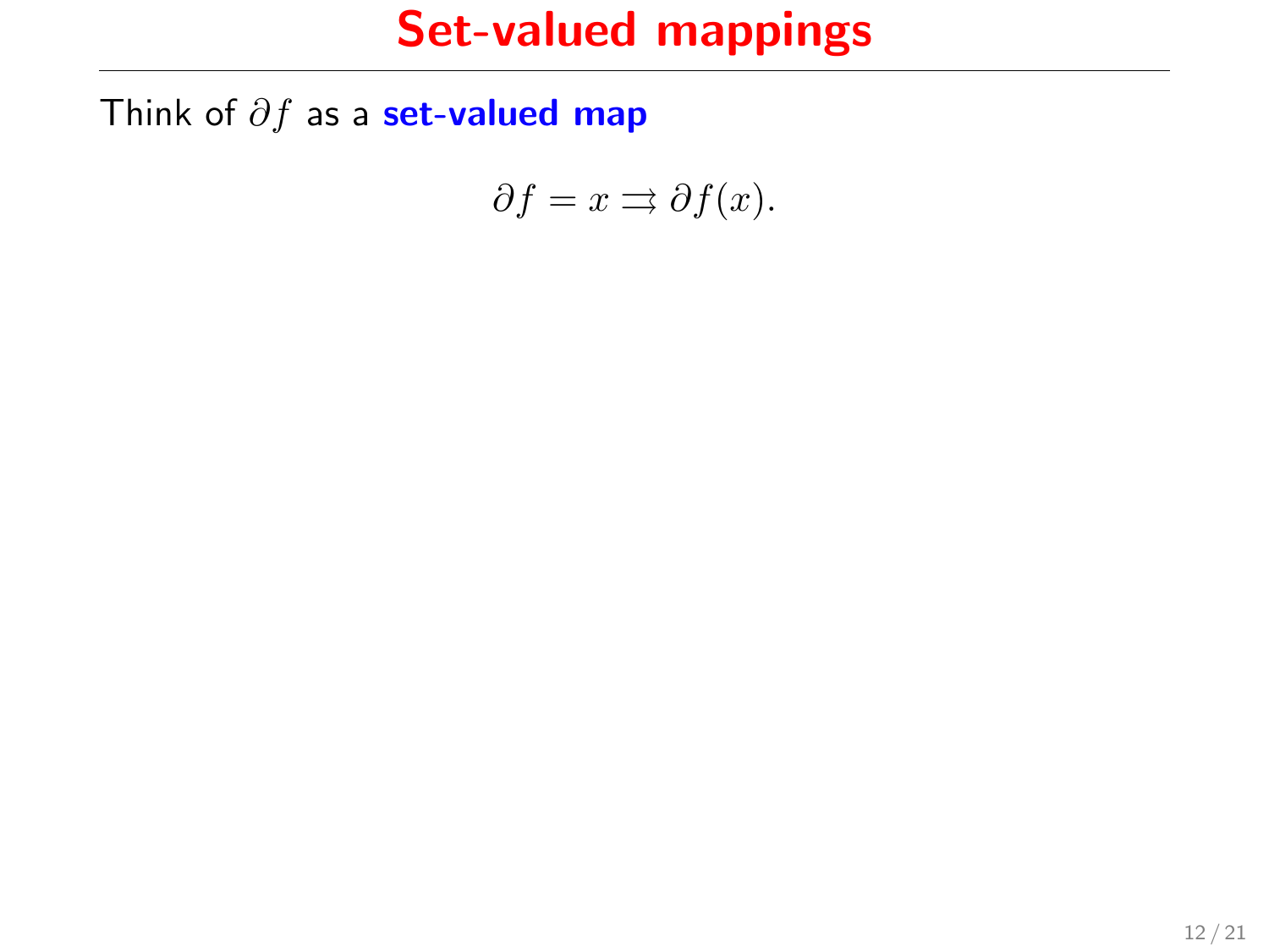# Set-valued mappings

Think of $\partial f$ as a **set-valued map**

$$\partial f = x \rightrightarrows \partial f(x).$$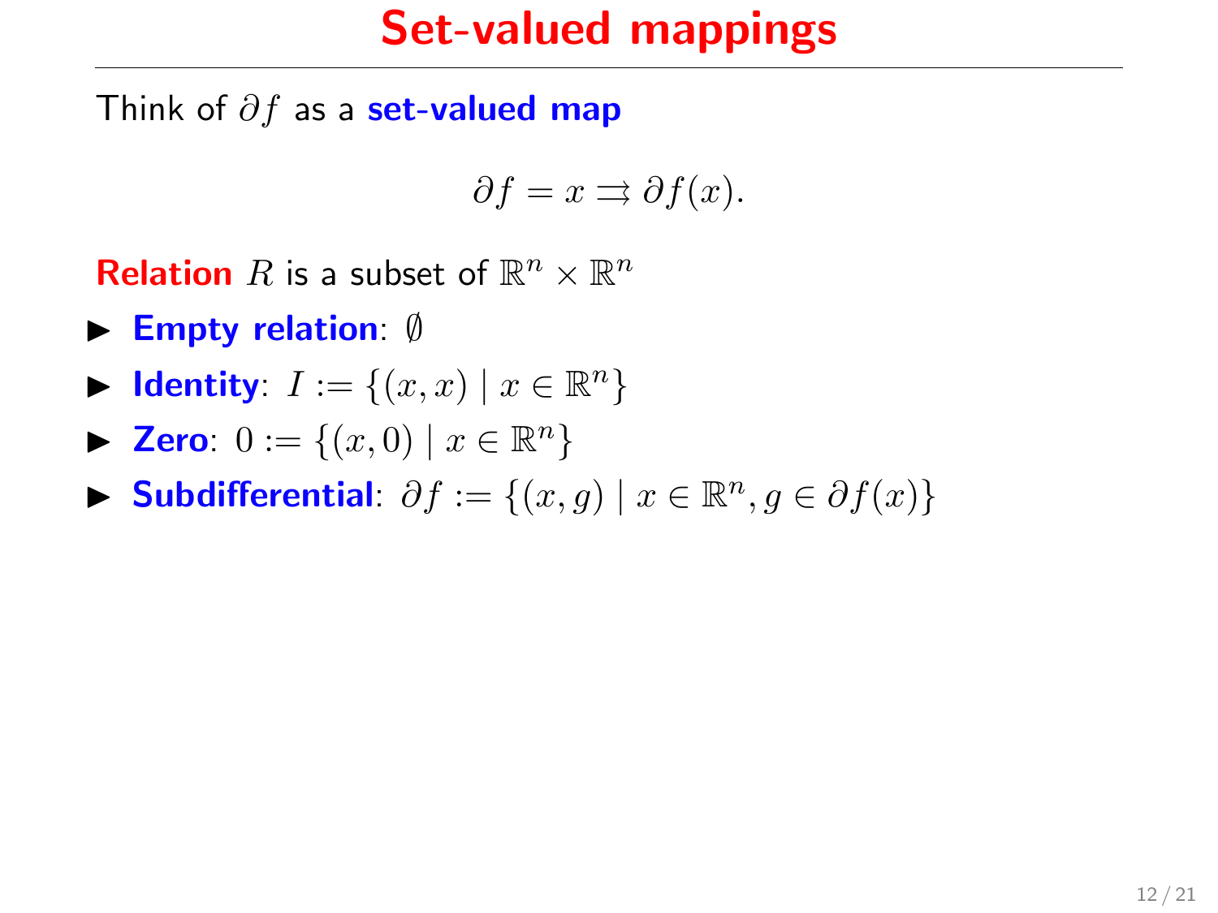# Set-valued mappings

Think of $\partial f$ as a **set-valued map**

$$\partial f = x \rightrightarrows \partial f(x).$$

**Relation** $R$ is a subset of $\mathbb{R}^n \times \mathbb{R}^n$

- **Empty relation**: $\emptyset$
- **Identity**: $I := \{(x, x) \mid x \in \mathbb{R}^n\}$
- **Zero**: $0 := \{(x, 0) \mid x \in \mathbb{R}^n\}$
- **Subdifferential**: $\partial f := \{(x, g) \mid x \in \mathbb{R}^n, g \in \partial f(x)\}$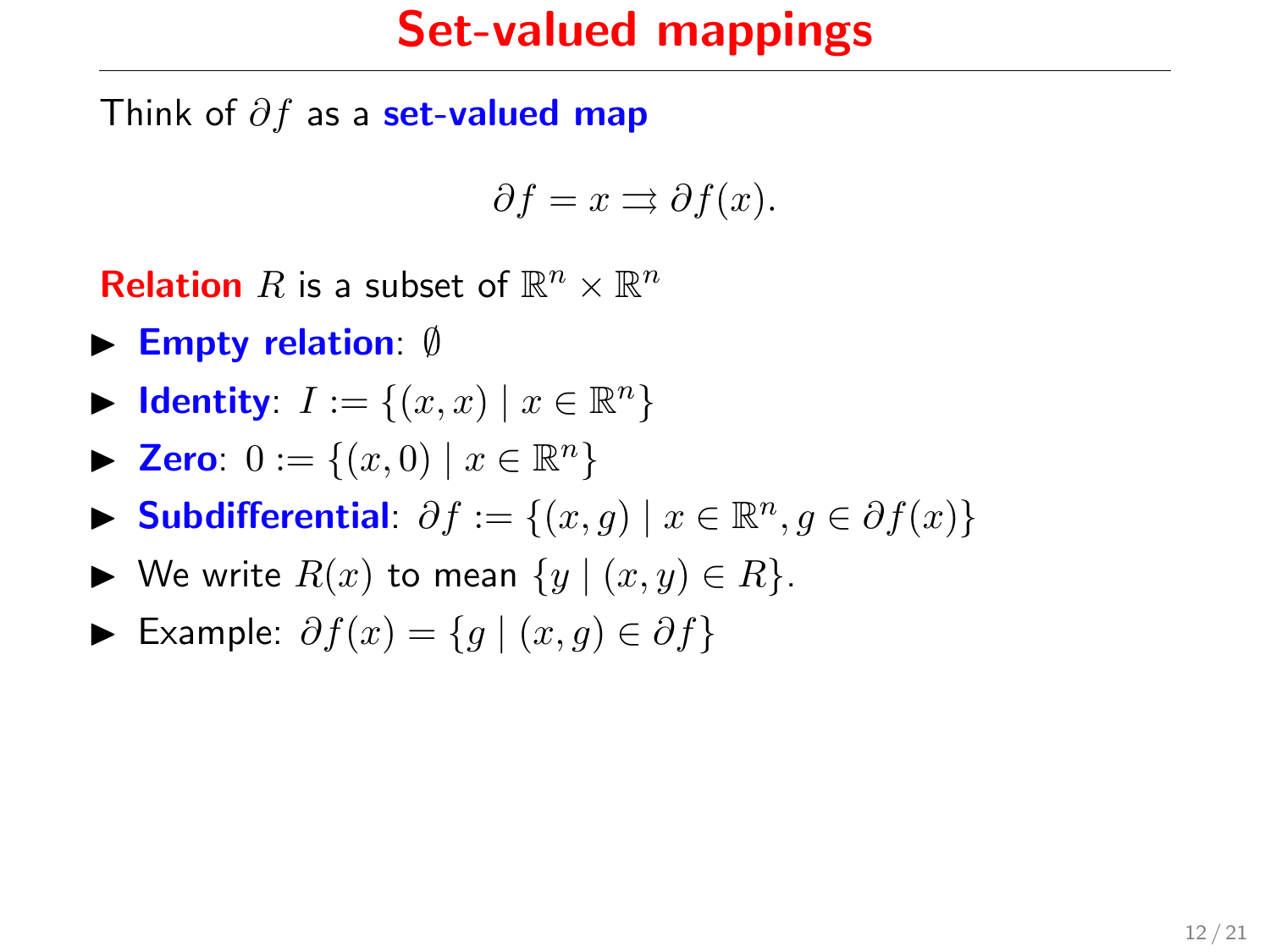# Set-valued mappings

Think of $\partial f$ as a **set-valued map**

$$\partial f = x \rightrightarrows \partial f(x).$$

**Relation** $R$ is a subset of $\mathbb{R}^n \times \mathbb{R}^n$

- **Empty relation**: $\emptyset$
- **Identity**: $I := \{(x, x) \mid x \in \mathbb{R}^n\}$
- **Zero**: $0 := \{(x, 0) \mid x \in \mathbb{R}^n\}$
- **Subdifferential**: $\partial f := \{(x, g) \mid x \in \mathbb{R}^n, g \in \partial f(x)\}$
- We write $R(x)$ to mean $\{y \mid (x, y) \in R\}$.
- Example: $\partial f(x) = \{g \mid (x, g) \in \partial f\}$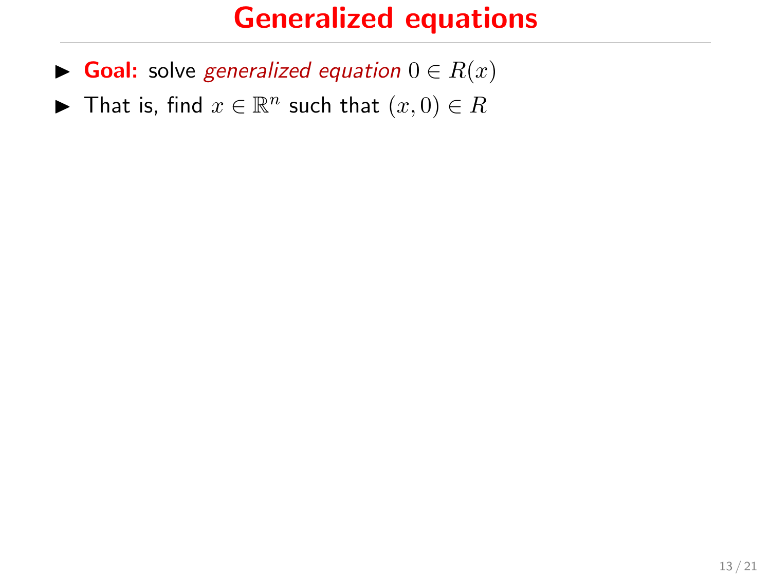# Generalized equations

- **Goal:** solve *generalized equation* $0 \in R(x)$
- That is, find $x \in \mathbb{R}^n$ such that $(x, 0) \in R$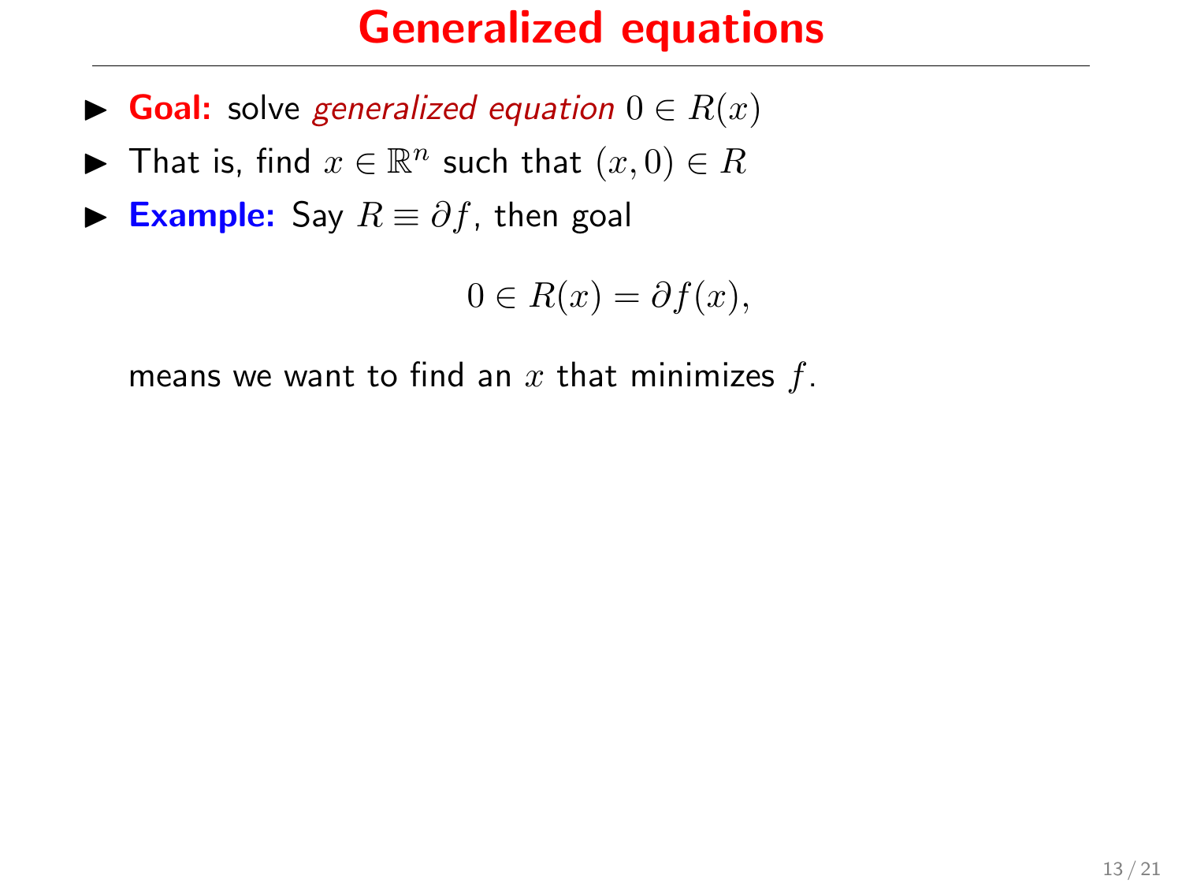# Generalized equations

- **Goal:** solve *generalized equation* $0 \in R(x)$
- That is, find $x \in \mathbb{R}^n$ such that $(x, 0) \in R$
- **Example:** Say $R \equiv \partial f$, then goal

$$0 \in R(x) = \partial f(x),$$

means we want to find an $x$ that minimizes $f$.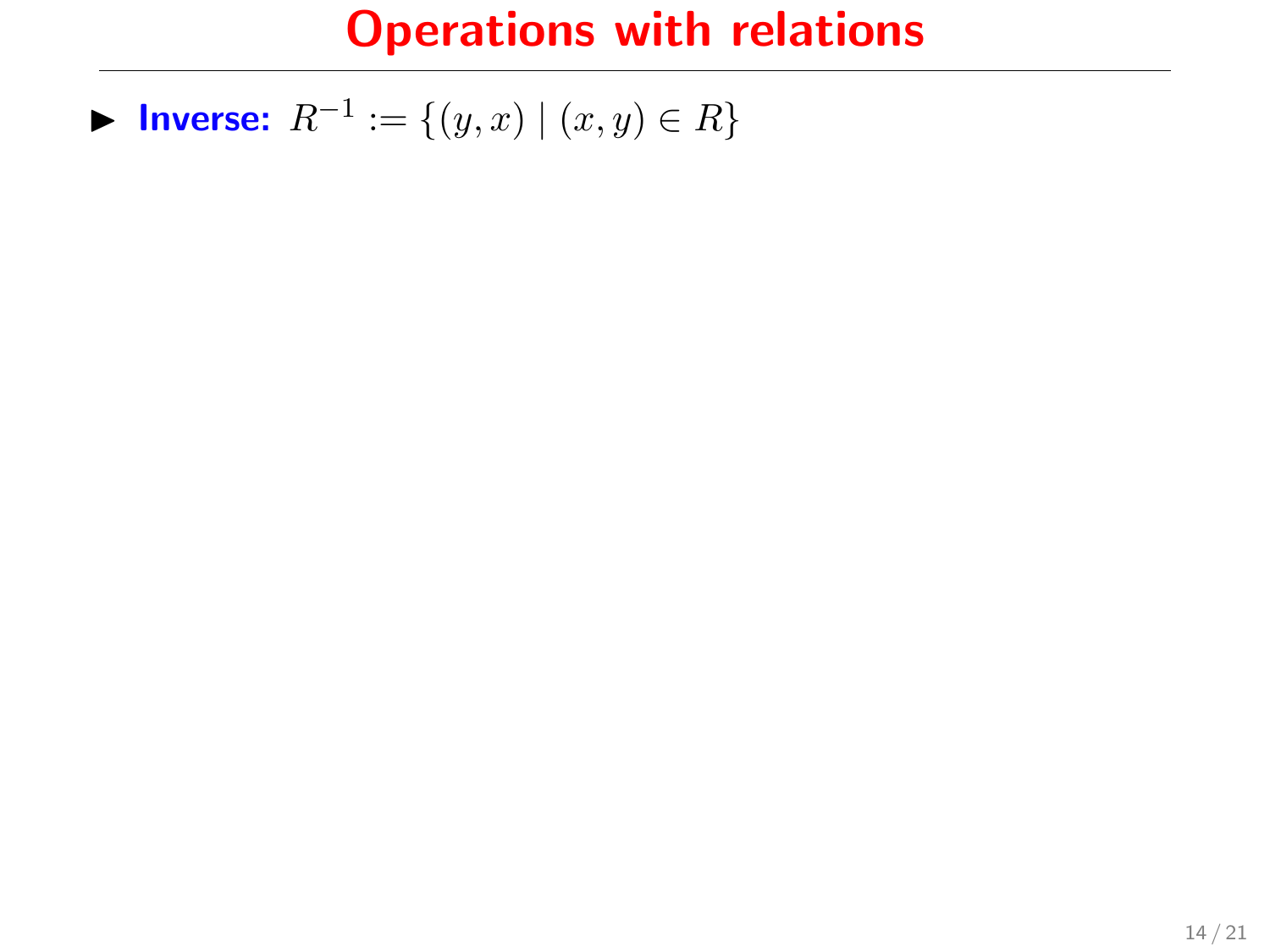# Operations with relations

- **Inverse:** $R^{-1} := \{(y, x) \mid (x, y) \in R\}$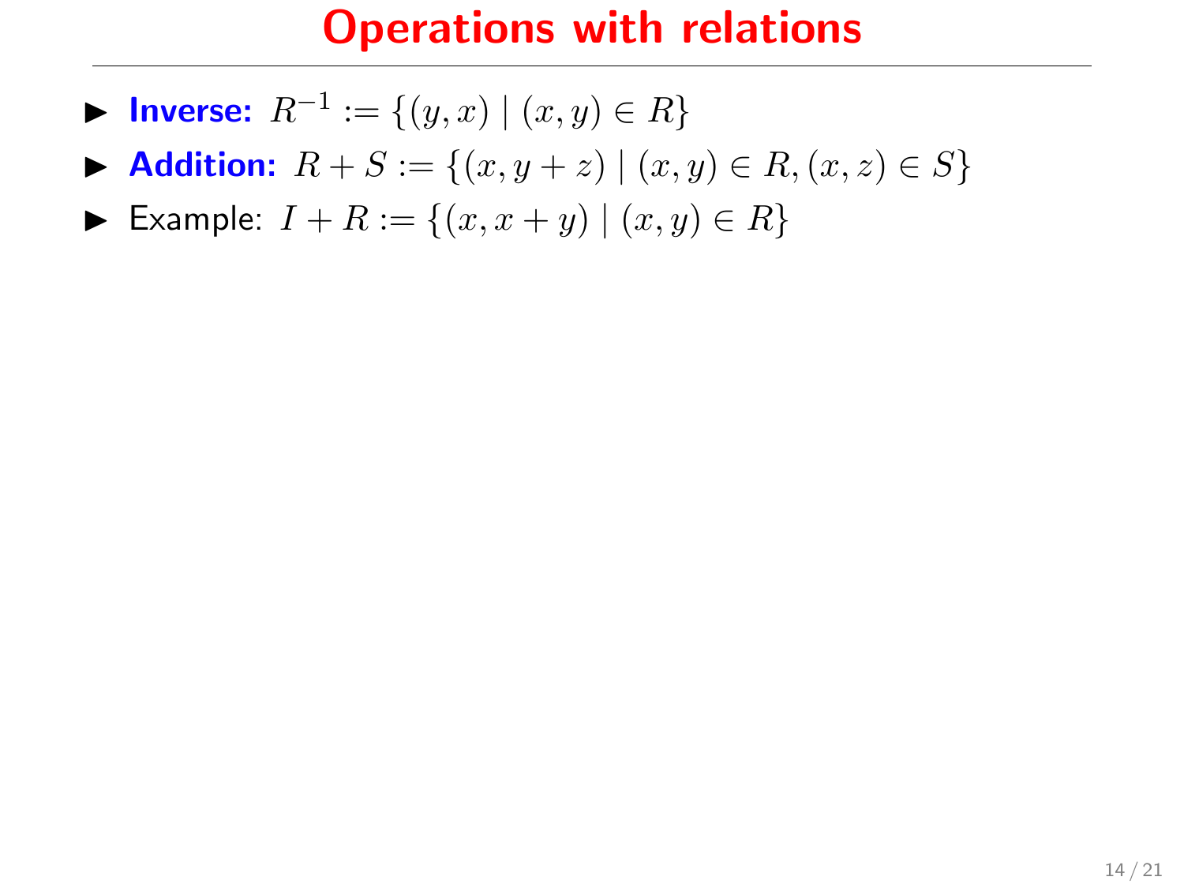# Operations with relations

- **Inverse:** $R^{-1} := \{(y, x) \mid (x, y) \in R\}$
- **Addition:** $R + S := \{(x, y + z) \mid (x, y) \in R, (x, z) \in S\}$
- Example: $I + R := \{(x, x + y) \mid (x, y) \in R\}$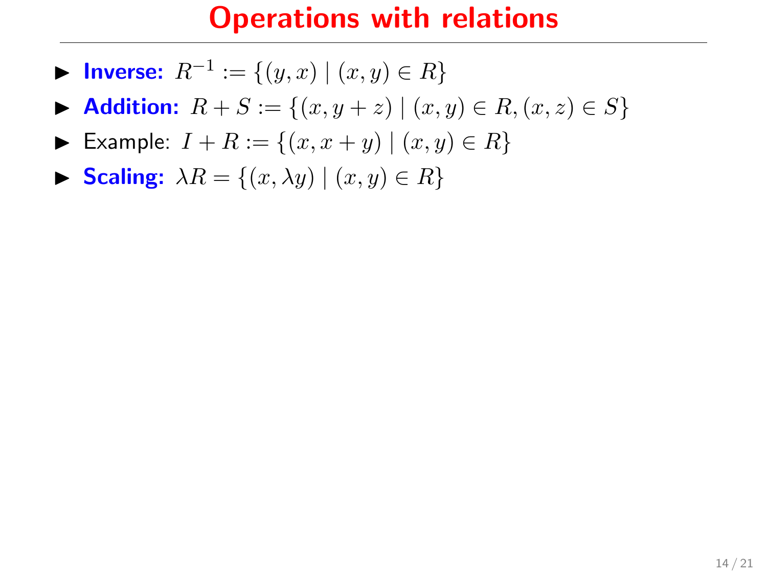# Operations with relations

- **Inverse:** $R^{-1} := \{(y, x) \mid (x, y) \in R\}$
- **Addition:** $R + S := \{(x, y + z) \mid (x, y) \in R, (x, z) \in S\}$
- Example: $I + R := \{(x, x + y) \mid (x, y) \in R\}$
- **Scaling:** $\lambda R = \{(x, \lambda y) \mid (x, y) \in R\}$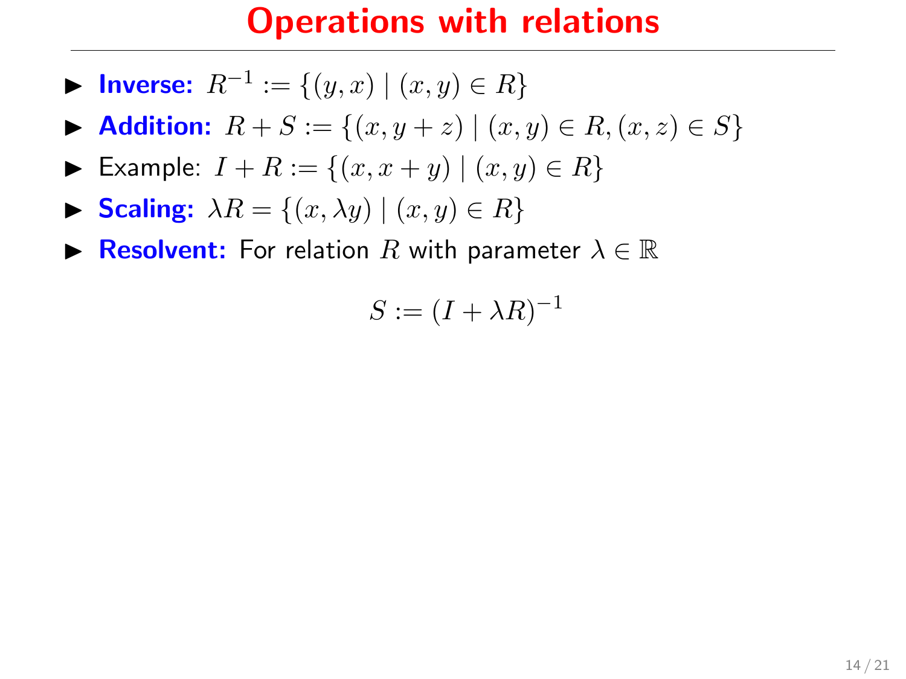# Operations with relations

- **Inverse:** $R^{-1} := \{(y, x) \mid (x, y) \in R\}$
- **Addition:** $R + S := \{(x, y + z) \mid (x, y) \in R, (x, z) \in S\}$
- Example: $I + R := \{(x, x + y) \mid (x, y) \in R\}$
- **Scaling:** $\lambda R = \{(x, \lambda y) \mid (x, y) \in R\}$
- **Resolvent:** For relation $R$ with parameter $\lambda \in \mathbb{R}$

$$S := (I + \lambda R)^{-1}$$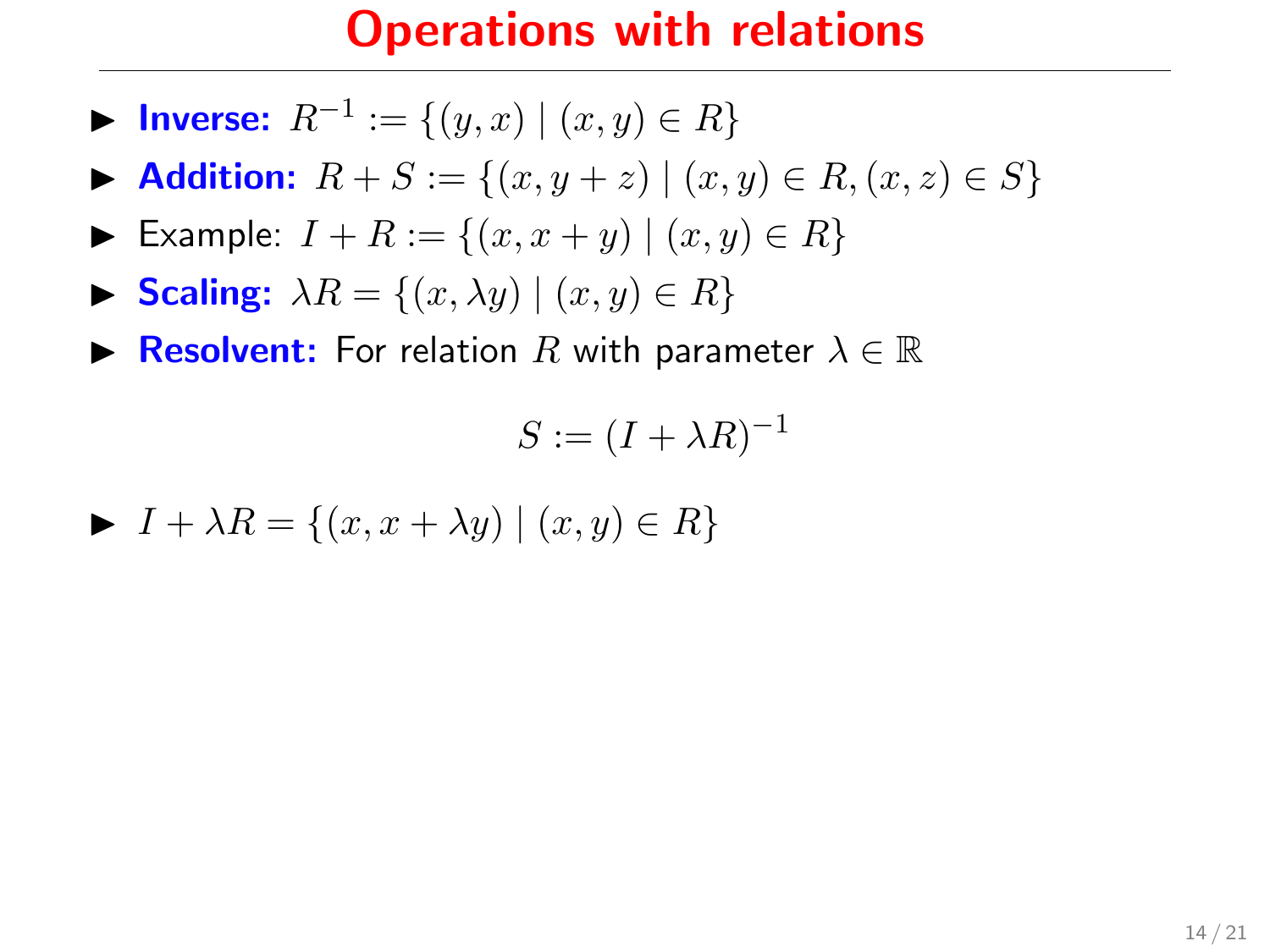# Operations with relations

- **Inverse:** $R^{-1} := \{(y, x) \mid (x, y) \in R\}$
- **Addition:** $R + S := \{(x, y + z) \mid (x, y) \in R, (x, z) \in S\}$
- Example: $I + R := \{(x, x + y) \mid (x, y) \in R\}$
- **Scaling:** $\lambda R = \{(x, \lambda y) \mid (x, y) \in R\}$
- **Resolvent:** For relation $R$ with parameter $\lambda \in \mathbb{R}$

$$S := (I + \lambda R)^{-1}$$

- $I + \lambda R = \{(x, x + \lambda y) \mid (x, y) \in R\}$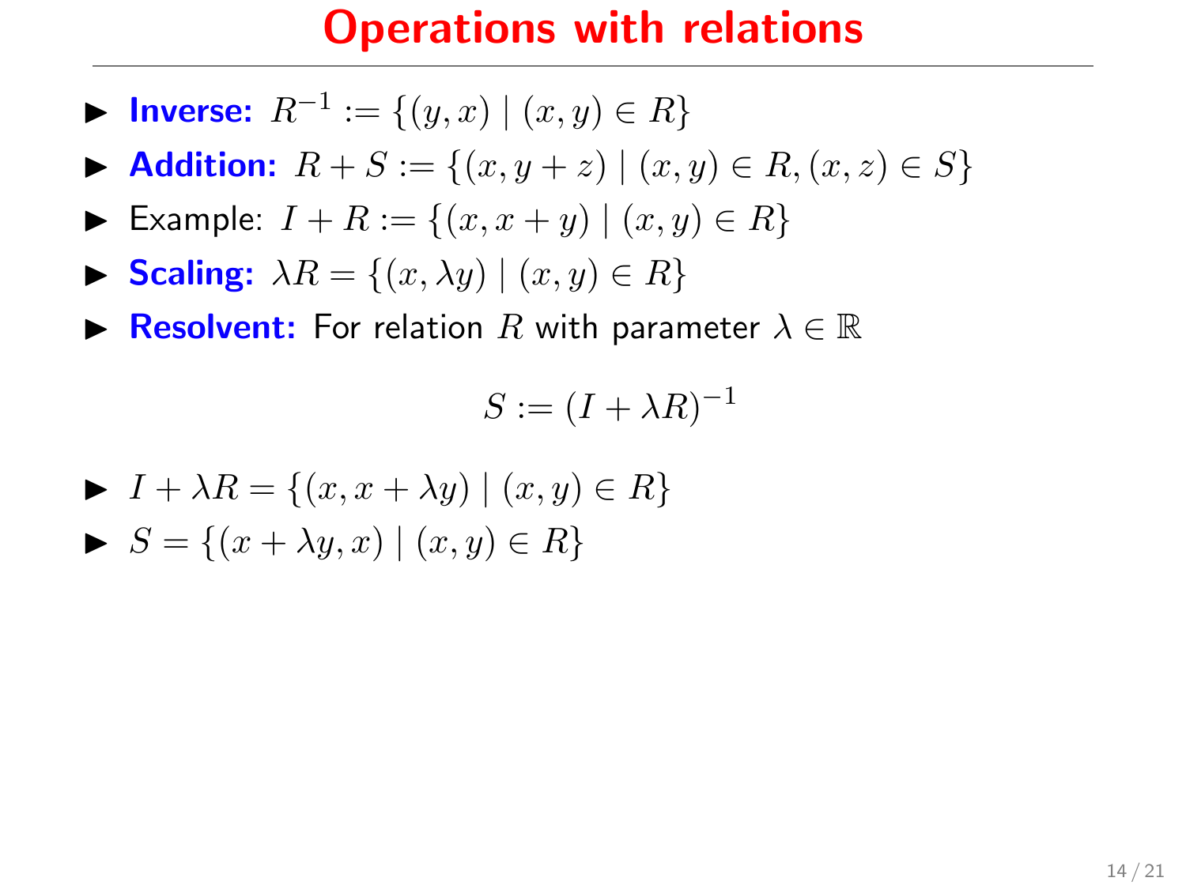# Operations with relations

- **Inverse:** $R^{-1} := \{(y, x) \mid (x, y) \in R\}$
- **Addition:** $R + S := \{(x, y + z) \mid (x, y) \in R, (x, z) \in S\}$
- Example: $I + R := \{(x, x + y) \mid (x, y) \in R\}$
- **Scaling:** $\lambda R = \{(x, \lambda y) \mid (x, y) \in R\}$
- **Resolvent:** For relation $R$ with parameter $\lambda \in \mathbb{R}$

$$S := (I + \lambda R)^{-1}$$

- $I + \lambda R = \{(x, x + \lambda y) \mid (x, y) \in R\}$
- $S = \{(x + \lambda y, x) \mid (x, y) \in R\}$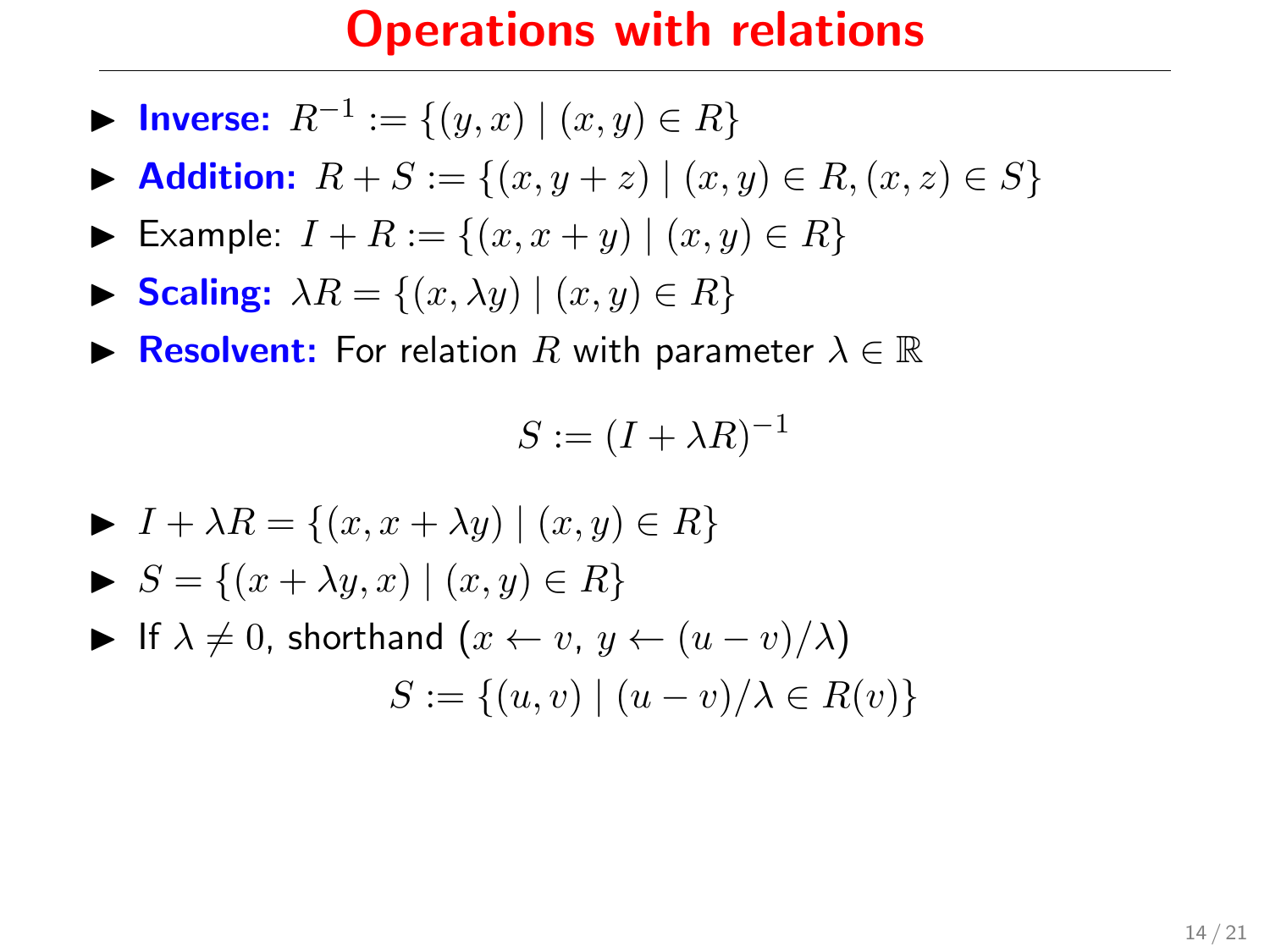# Operations with relations

- **Inverse:** $R^{-1} := \{(y, x) \mid (x, y) \in R\}$
- **Addition:** $R + S := \{(x, y + z) \mid (x, y) \in R, (x, z) \in S\}$
- Example: $I + R := \{(x, x + y) \mid (x, y) \in R\}$
- **Scaling:** $\lambda R = \{(x, \lambda y) \mid (x, y) \in R\}$
- **Resolvent:** For relation $R$ with parameter $\lambda \in \mathbb{R}$

$$S := (I + \lambda R)^{-1}$$

- $I + \lambda R = \{(x, x + \lambda y) \mid (x, y) \in R\}$
- $S = \{(x + \lambda y, x) \mid (x, y) \in R\}$
- If $\lambda \neq 0$, shorthand ($x \leftarrow v$, $y \leftarrow (u - v)/\lambda$)

$$S := \{(u, v) \mid (u - v)/\lambda \in R(v)\}$$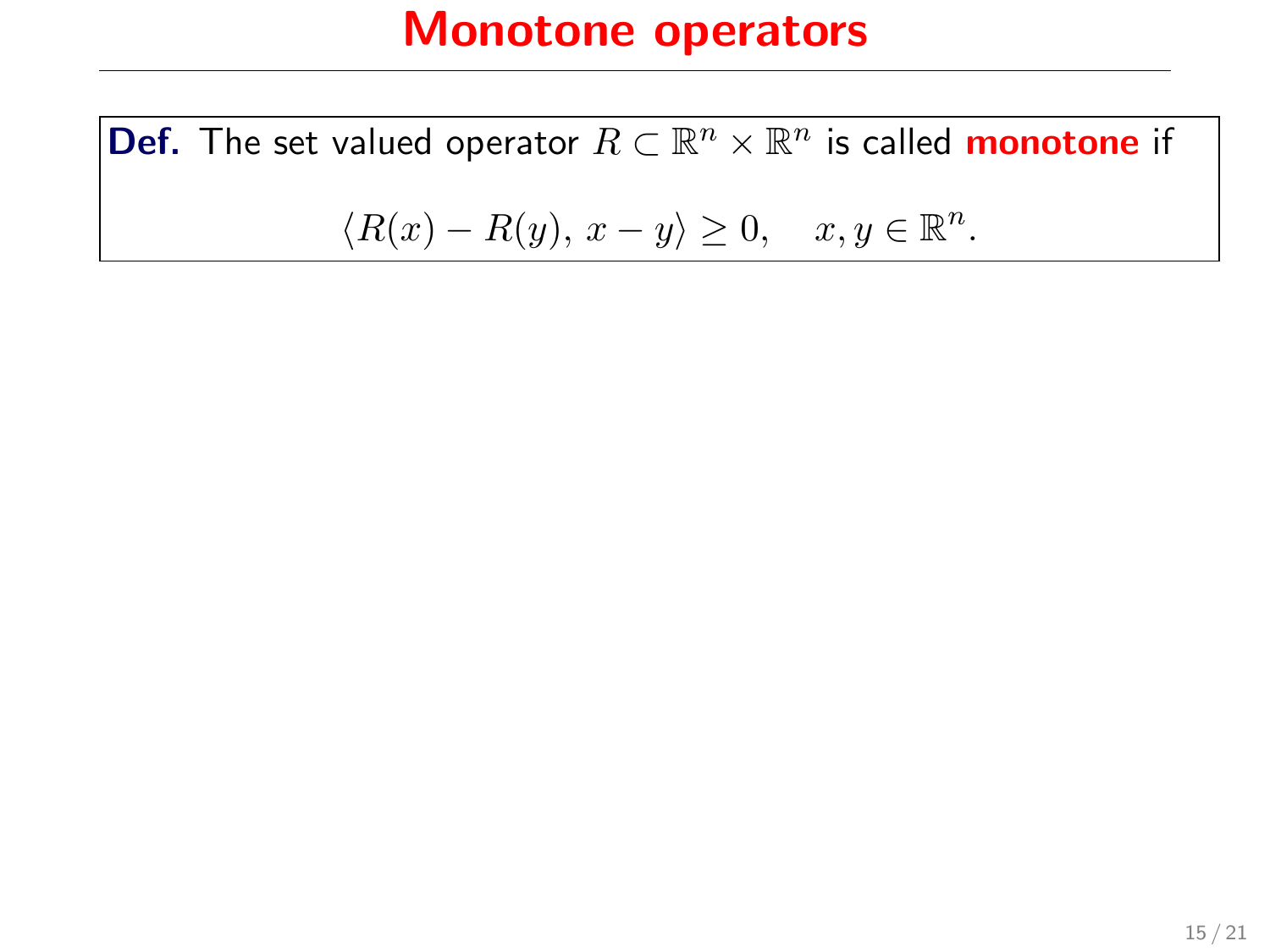# Monotone operators

**Def.** The set valued operator $R \subset \mathbb{R}^n \times \mathbb{R}^n$ is called **monotone** if

$$\langle R(x) - R(y),\, x - y \rangle \geq 0, \quad x, y \in \mathbb{R}^n.$$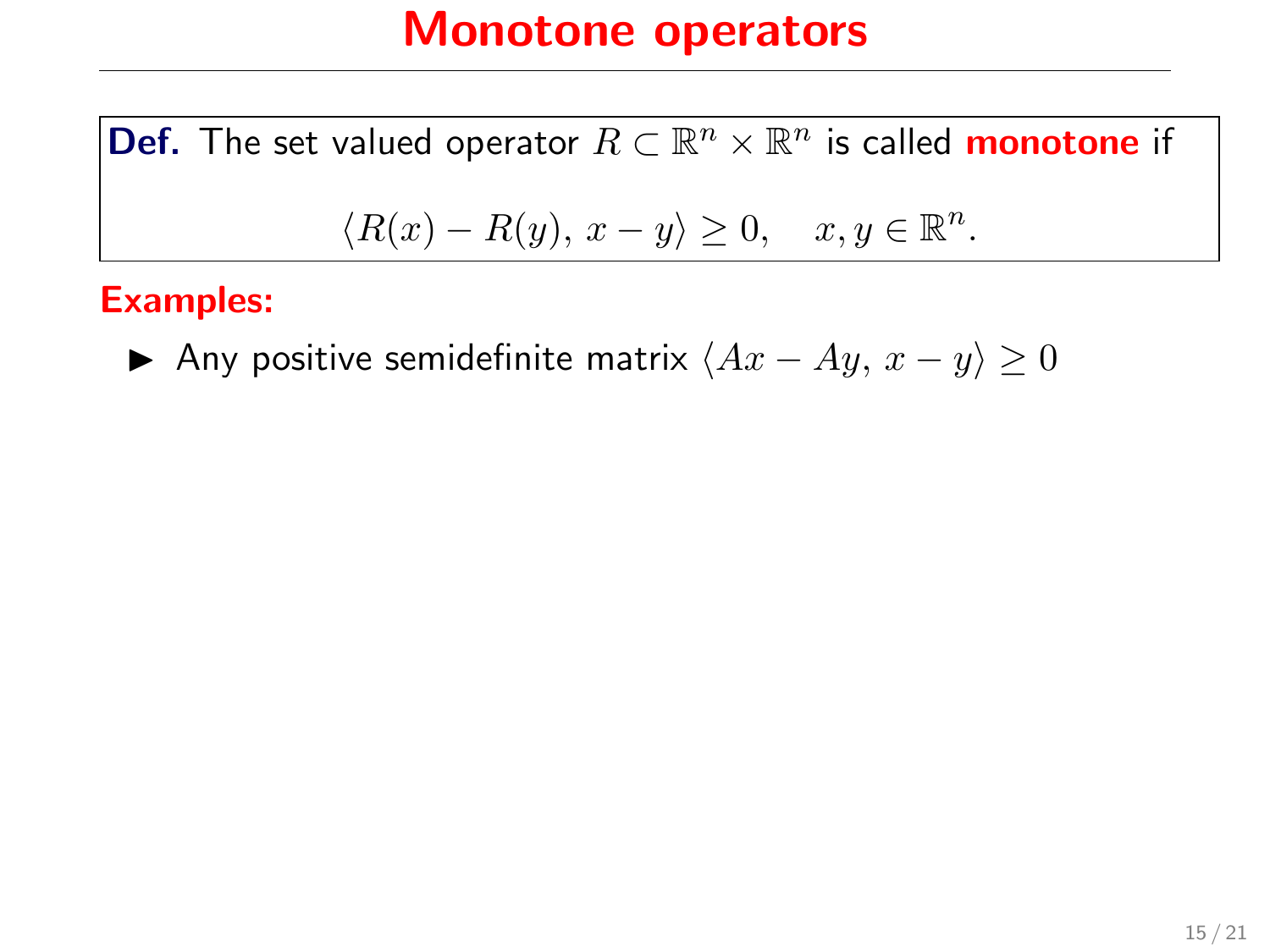# Monotone operators

**Def.** The set valued operator $R \subset \mathbb{R}^n \times \mathbb{R}^n$ is called **monotone** if

$$\langle R(x) - R(y),\, x - y\rangle \geq 0, \quad x, y \in \mathbb{R}^n.$$

**Examples:**

- Any positive semidefinite matrix $\langle Ax - Ay,\, x - y\rangle \geq 0$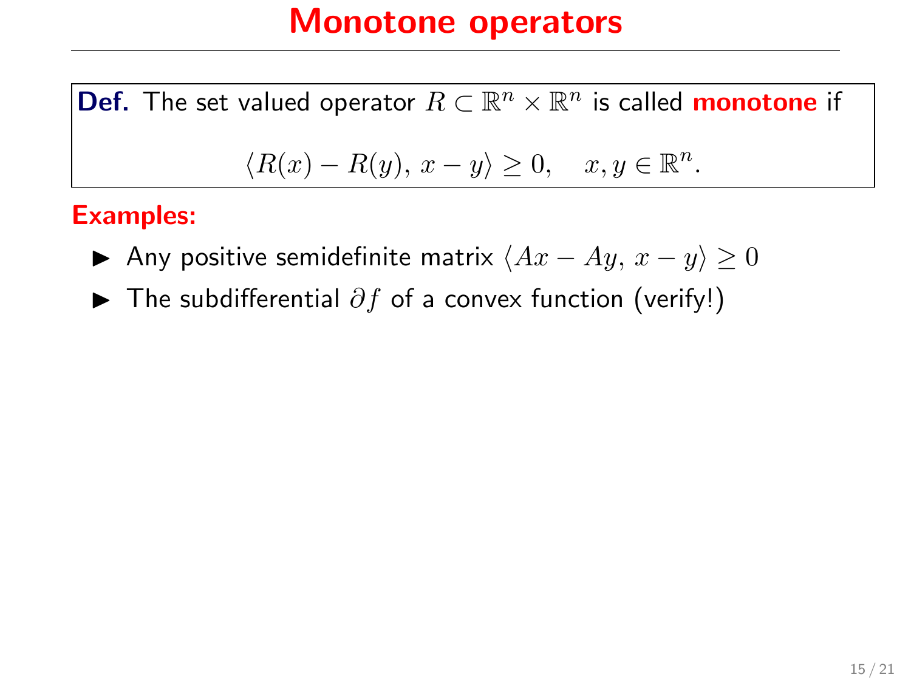# Monotone operators

**Def.** The set valued operator $R \subset \mathbb{R}^n \times \mathbb{R}^n$ is called **monotone** if

$$\langle R(x) - R(y),\, x - y \rangle \geq 0, \quad x, y \in \mathbb{R}^n.$$

**Examples:**

- Any positive semidefinite matrix $\langle Ax - Ay,\, x - y \rangle \geq 0$
- The subdifferential $\partial f$ of a convex function (verify!)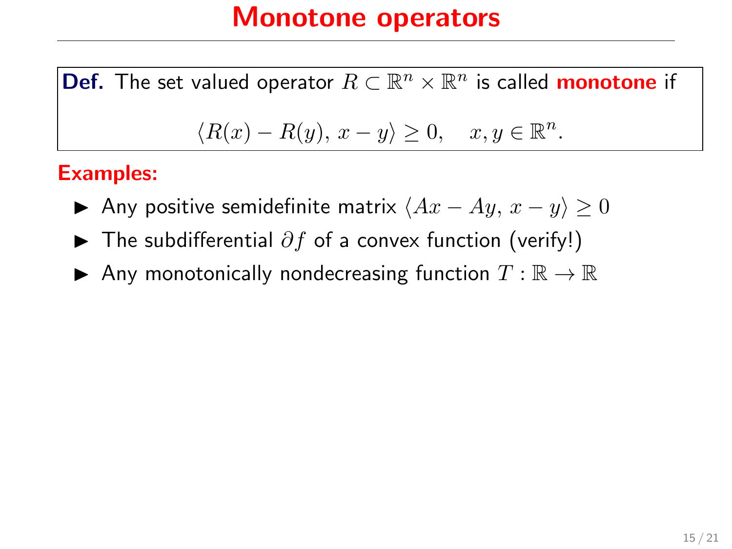# Monotone operators

**Def.** The set valued operator $R \subset \mathbb{R}^n \times \mathbb{R}^n$ is called **monotone** if

$$\langle R(x) - R(y),\, x - y \rangle \geq 0, \quad x, y \in \mathbb{R}^n.$$

**Examples:**

- Any positive semidefinite matrix $\langle Ax - Ay,\, x - y \rangle \geq 0$
- The subdifferential $\partial f$ of a convex function (verify!)
- Any monotonically nondecreasing function $T : \mathbb{R} \to \mathbb{R}$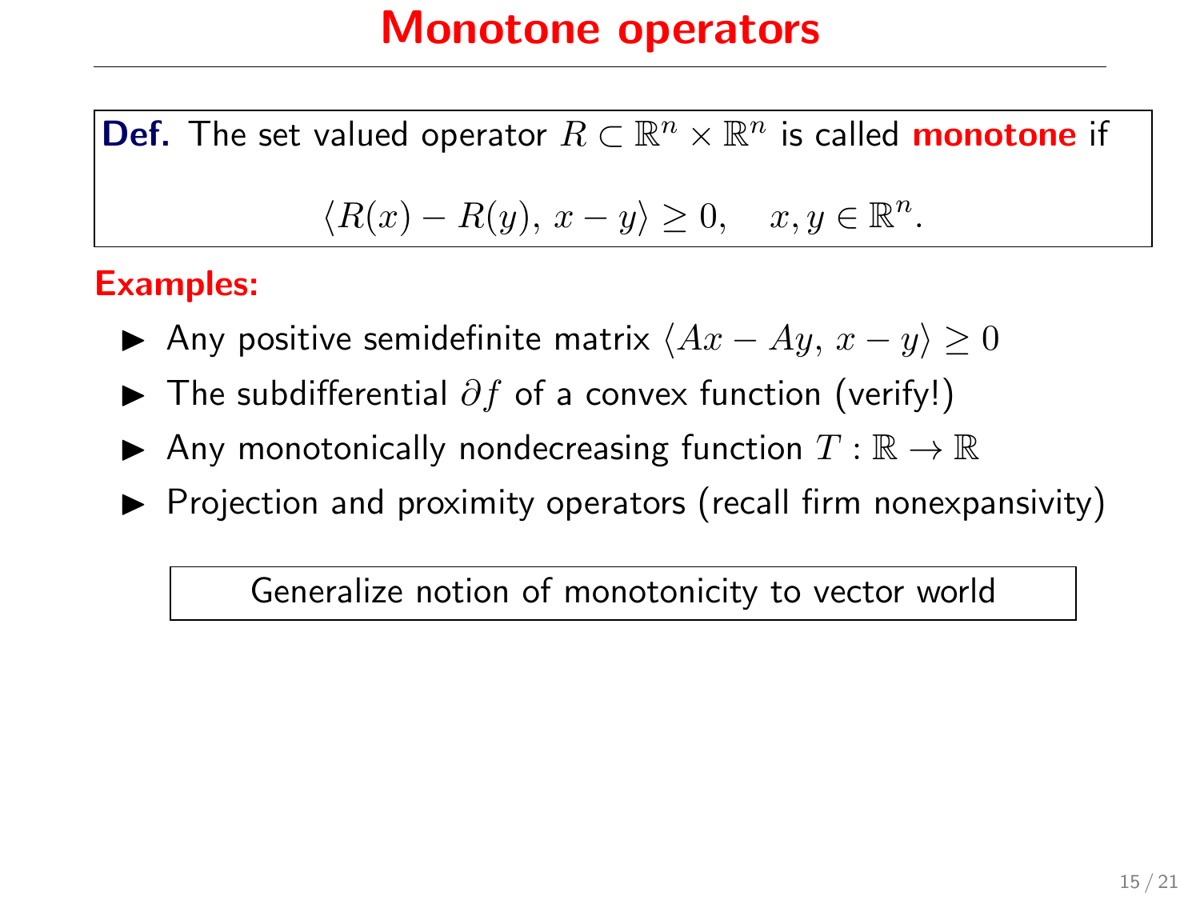# Monotone operators

**Def.** The set valued operator $R \subset \mathbb{R}^n \times \mathbb{R}^n$ is called **monotone** if

$$\langle R(x) - R(y),\, x - y \rangle \geq 0, \quad x, y \in \mathbb{R}^n.$$

**Examples:**

- Any positive semidefinite matrix $\langle Ax - Ay,\, x - y \rangle \geq 0$
- The subdifferential $\partial f$ of a convex function (verify!)
- Any monotonically nondecreasing function $T : \mathbb{R} \to \mathbb{R}$
- Projection and proximity operators (recall firm nonexpansivity)

Generalize notion of monotonicity to vector world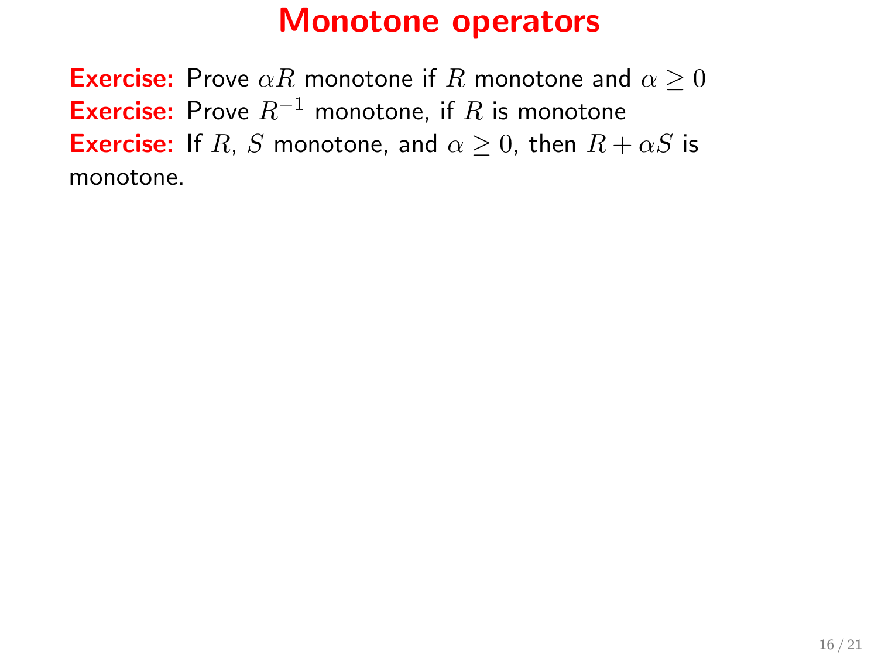# Monotone operators

**Exercise:** Prove $\alpha R$ monotone if $R$ monotone and $\alpha \geq 0$

**Exercise:** Prove $R^{-1}$ monotone, if $R$ is monotone

**Exercise:** If $R$, $S$ monotone, and $\alpha \geq 0$, then $R + \alpha S$ is monotone.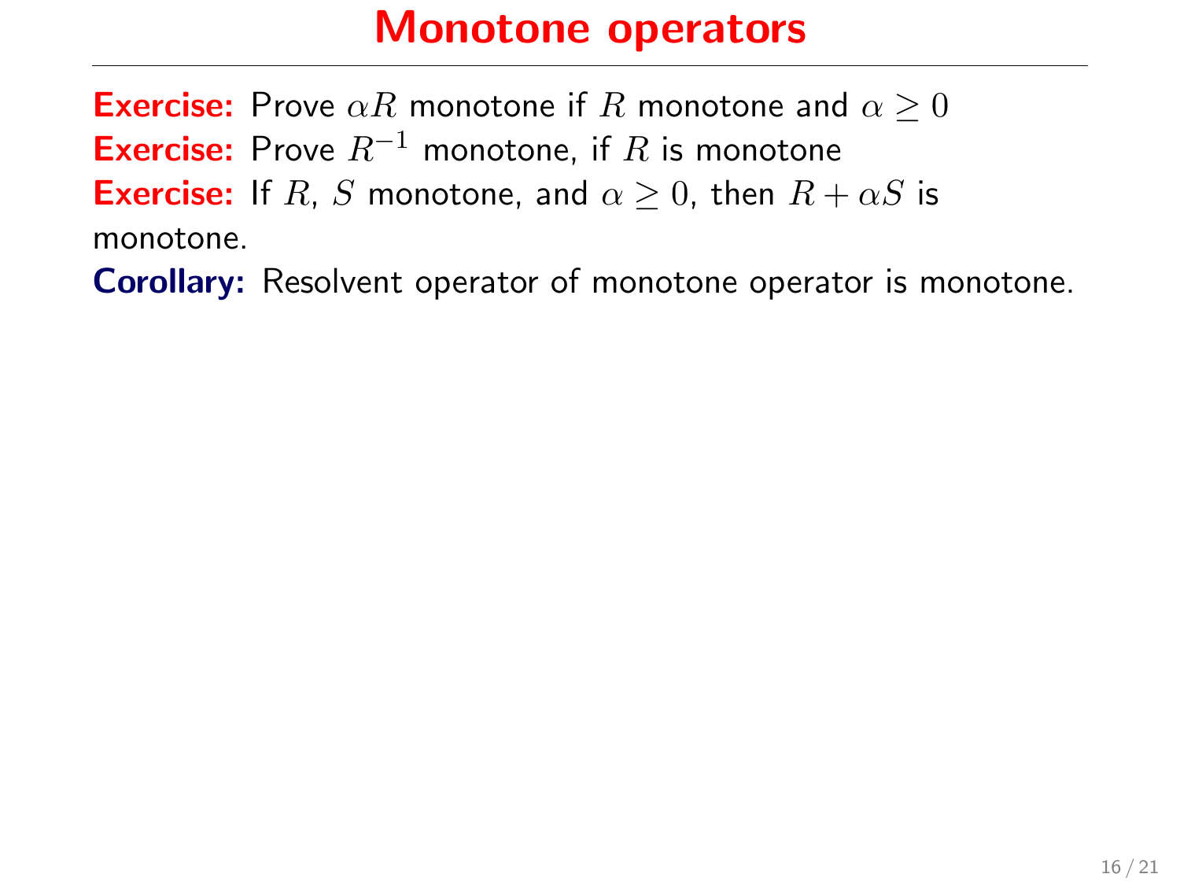# Monotone operators

**Exercise:** Prove $\alpha R$ monotone if $R$ monotone and $\alpha \geq 0$
**Exercise:** Prove $R^{-1}$ monotone, if $R$ is monotone
**Exercise:** If $R$, $S$ monotone, and $\alpha \geq 0$, then $R + \alpha S$ is monotone.
**Corollary:** Resolvent operator of monotone operator is monotone.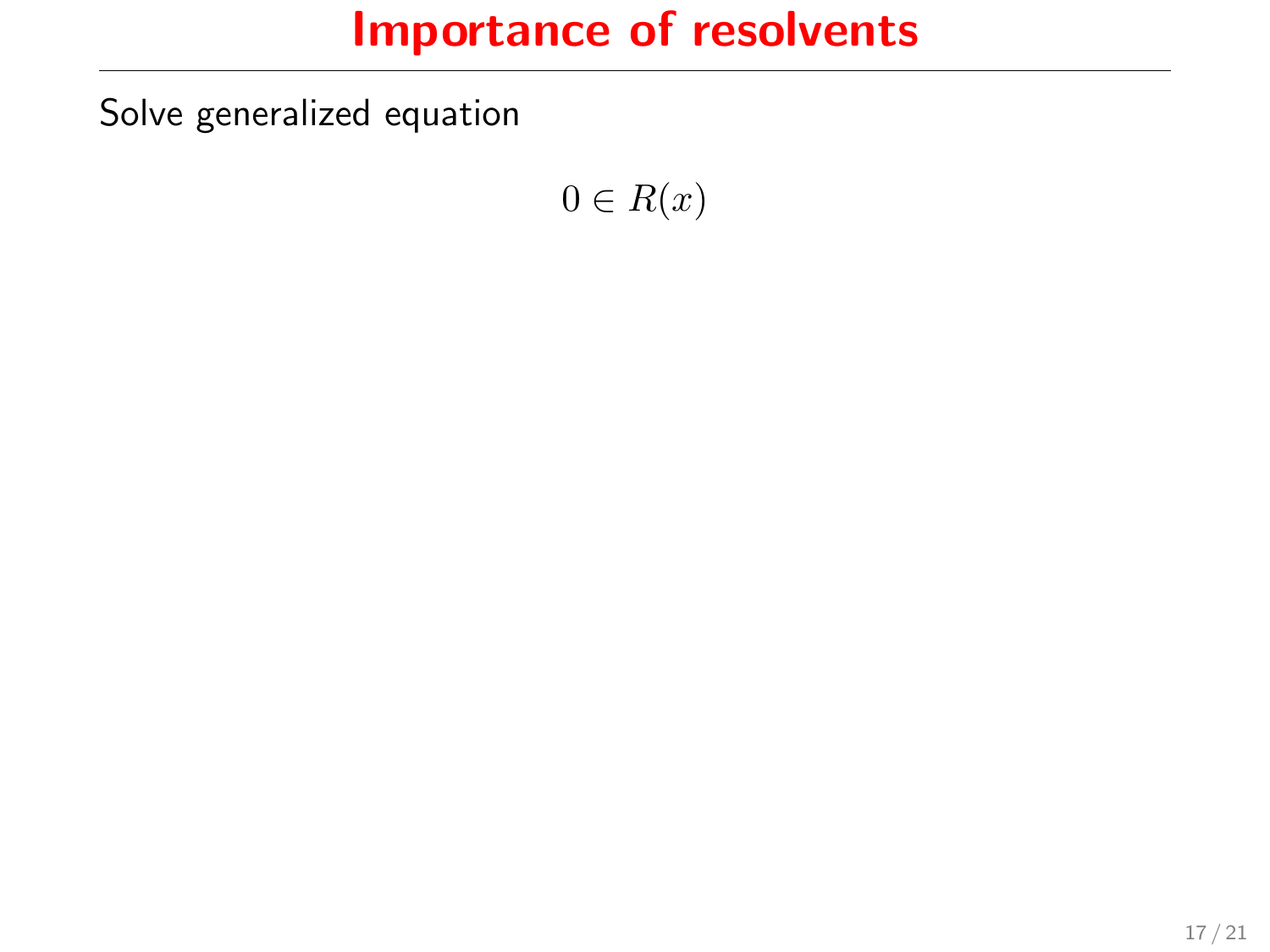# Importance of resolvents

Solve generalized equation

$$0 \in R(x)$$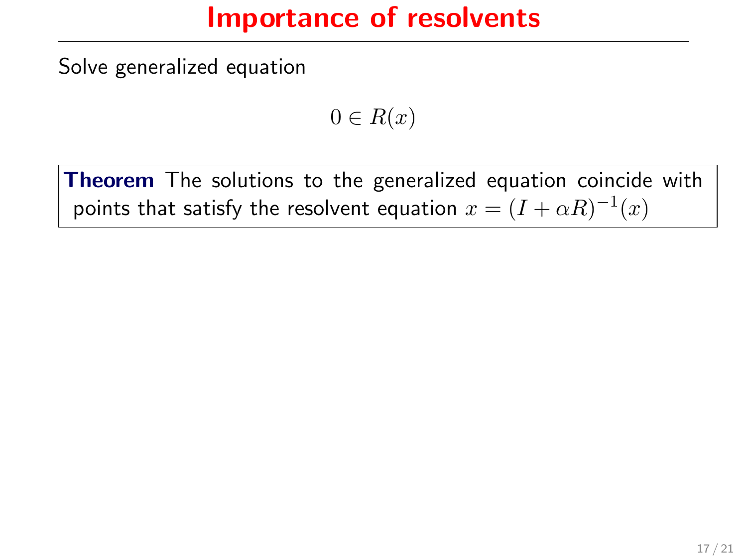# Importance of resolvents

Solve generalized equation

$$0 \in R(x)$$

**Theorem** The solutions to the generalized equation coincide with points that satisfy the resolvent equation $x = (I + \alpha R)^{-1}(x)$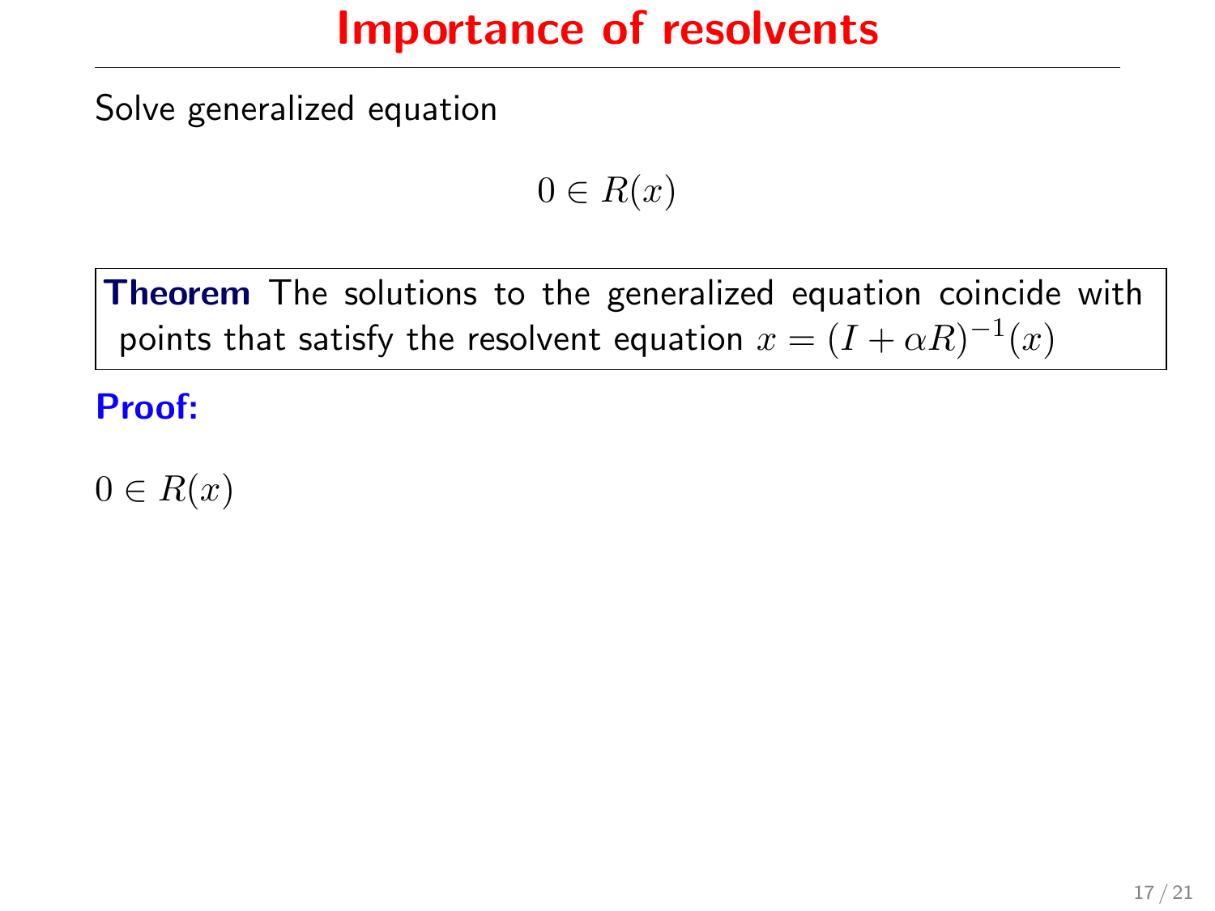# Importance of resolvents

Solve generalized equation

$$0 \in R(x)$$

**Theorem** The solutions to the generalized equation coincide with points that satisfy the resolvent equation $x = (I + \alpha R)^{-1}(x)$

**Proof:**

$0 \in R(x)$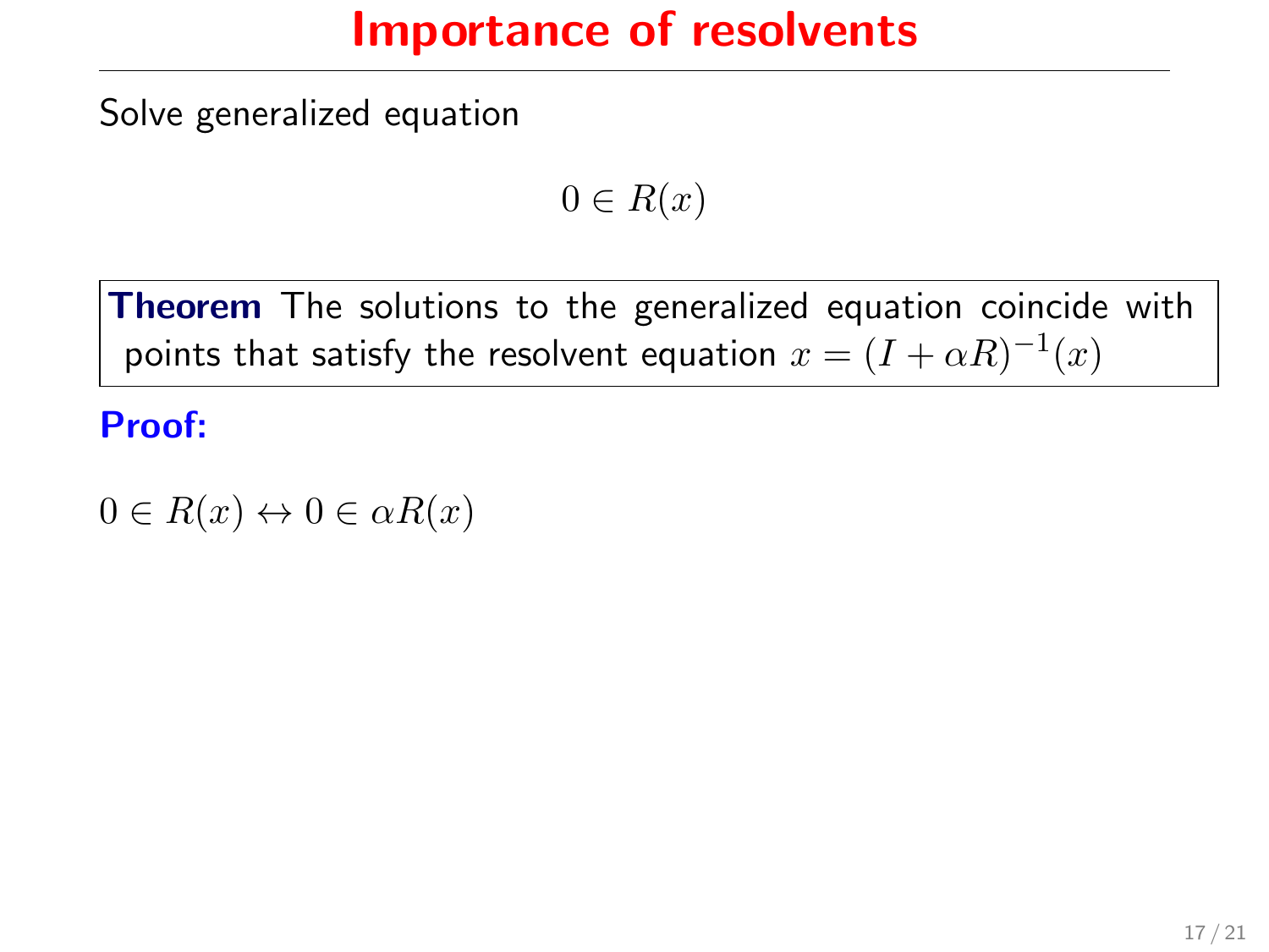# Importance of resolvents

Solve generalized equation

$$0 \in R(x)$$

**Theorem** The solutions to the generalized equation coincide with points that satisfy the resolvent equation $x = (I + \alpha R)^{-1}(x)$

**Proof:**

$0 \in R(x) \leftrightarrow 0 \in \alpha R(x)$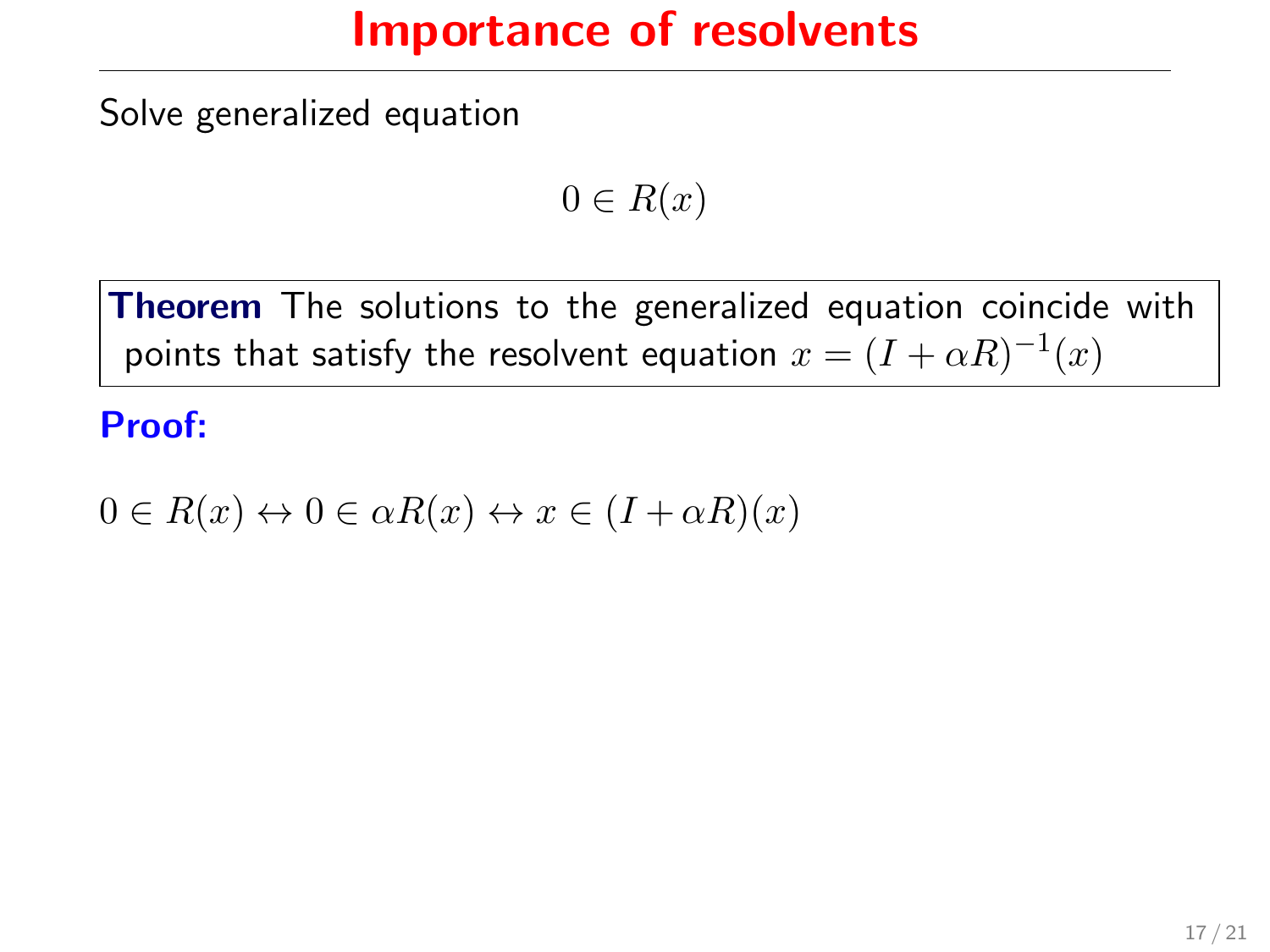# Importance of resolvents

Solve generalized equation

$$0 \in R(x)$$

> **Theorem** The solutions to the generalized equation coincide with points that satisfy the resolvent equation $x = (I + \alpha R)^{-1}(x)$

**Proof:**

$0 \in R(x) \leftrightarrow 0 \in \alpha R(x) \leftrightarrow x \in (I + \alpha R)(x)$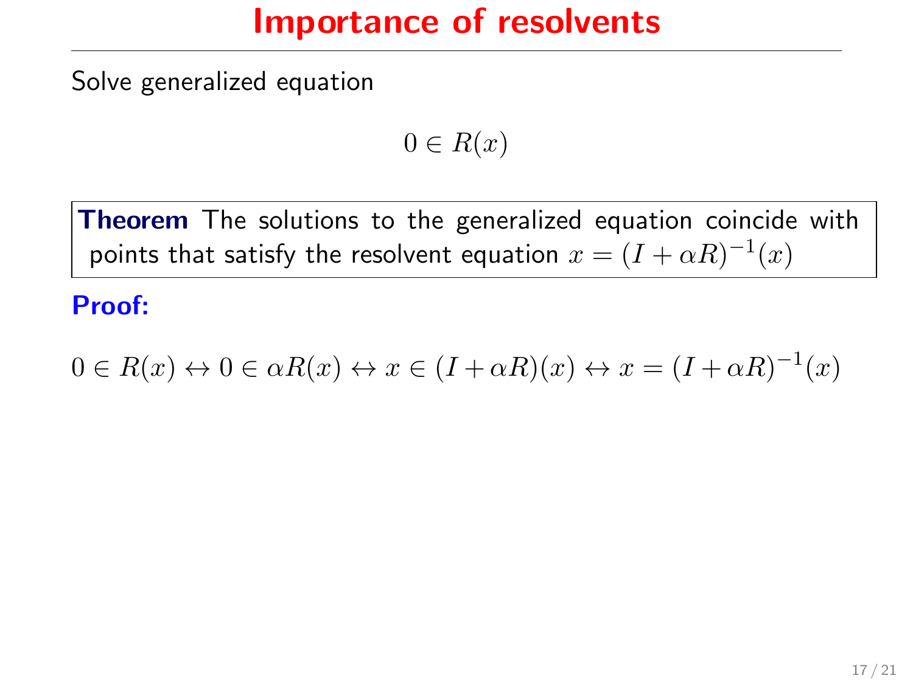# Importance of resolvents

Solve generalized equation

$$0 \in R(x)$$

**Theorem** The solutions to the generalized equation coincide with points that satisfy the resolvent equation $x = (I + \alpha R)^{-1}(x)$

**Proof:**

$$0 \in R(x) \leftrightarrow 0 \in \alpha R(x) \leftrightarrow x \in (I + \alpha R)(x) \leftrightarrow x = (I + \alpha R)^{-1}(x)$$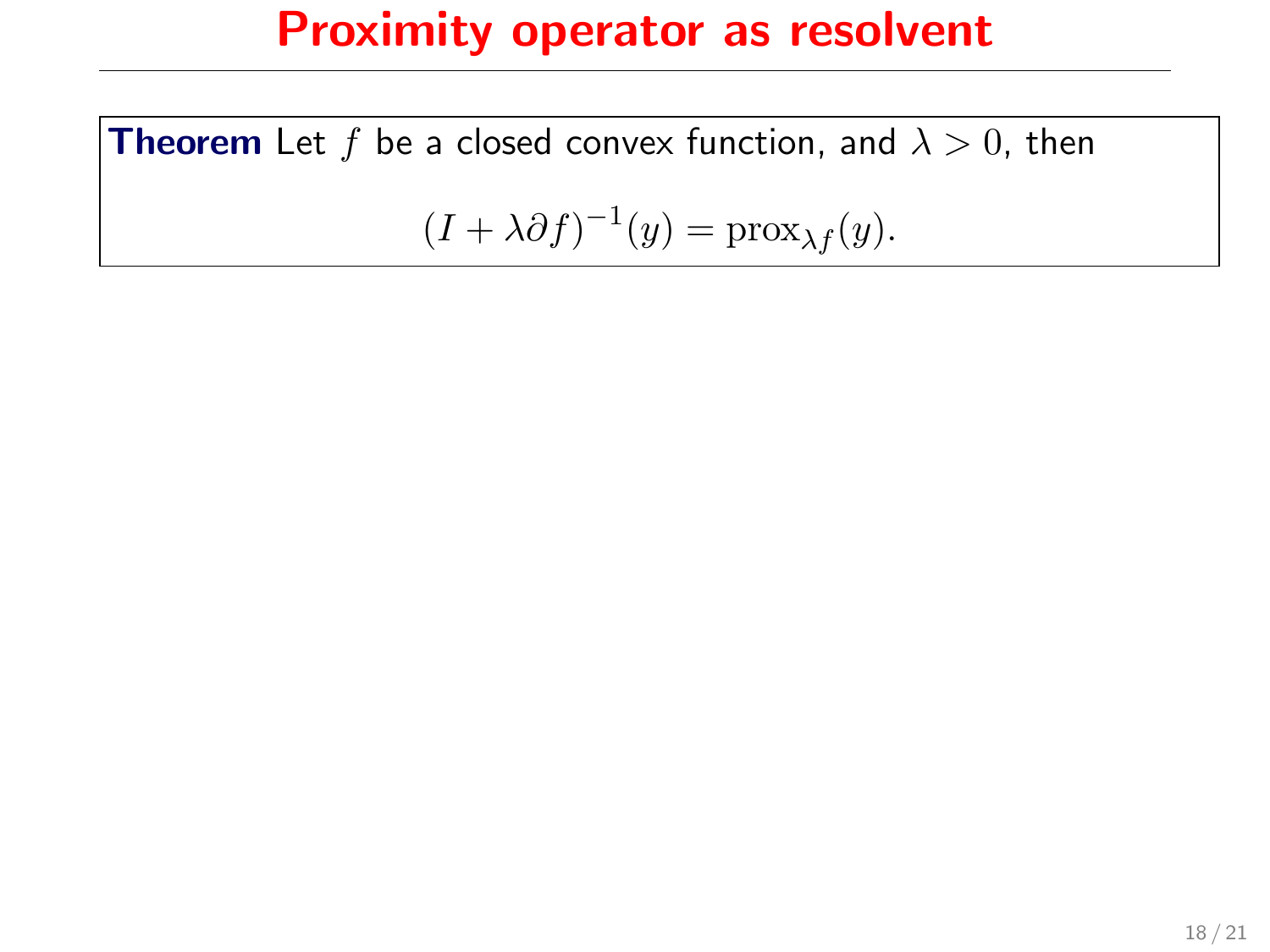# Proximity operator as resolvent

**Theorem** Let $f$ be a closed convex function, and $\lambda > 0$, then

$$(I + \lambda \partial f)^{-1}(y) = \mathrm{prox}_{\lambda f}(y).$$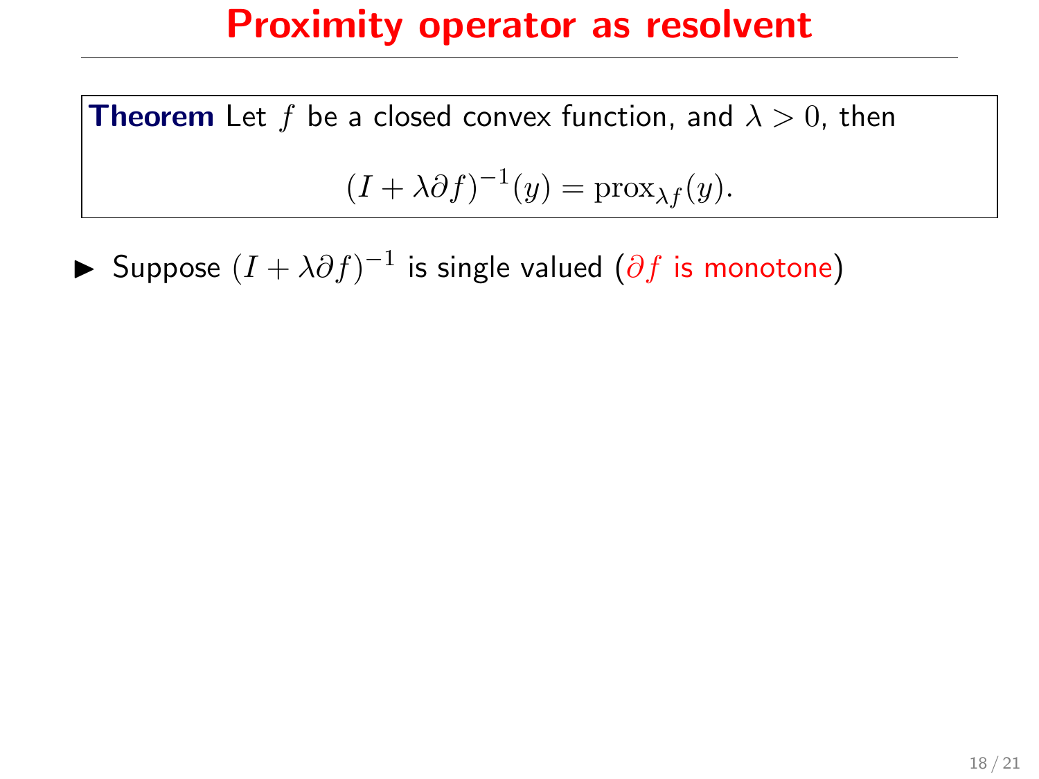# Proximity operator as resolvent

**Theorem** Let $f$ be a closed convex function, and $\lambda > 0$, then

$$(I + \lambda \partial f)^{-1}(y) = \text{prox}_{\lambda f}(y).$$

- Suppose $(I + \lambda \partial f)^{-1}$ is single valued ($\partial f$ is monotone)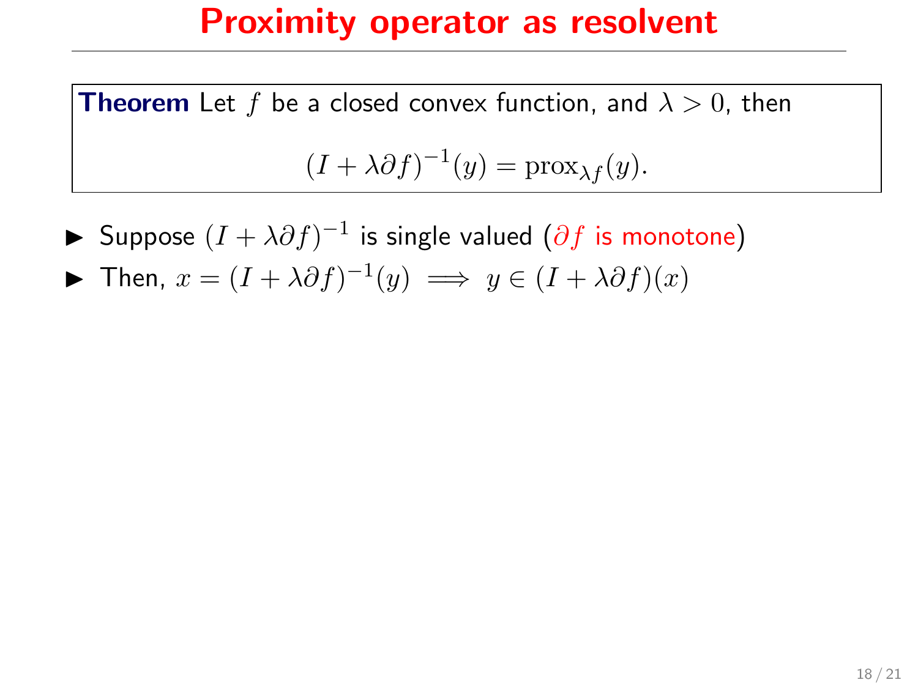# Proximity operator as resolvent

**Theorem** Let $f$ be a closed convex function, and $\lambda > 0$, then

$$(I + \lambda \partial f)^{-1}(y) = \mathrm{prox}_{\lambda f}(y).$$

- Suppose $(I + \lambda \partial f)^{-1}$ is single valued ($\partial f$ is monotone)
- Then, $x = (I + \lambda \partial f)^{-1}(y) \implies y \in (I + \lambda \partial f)(x)$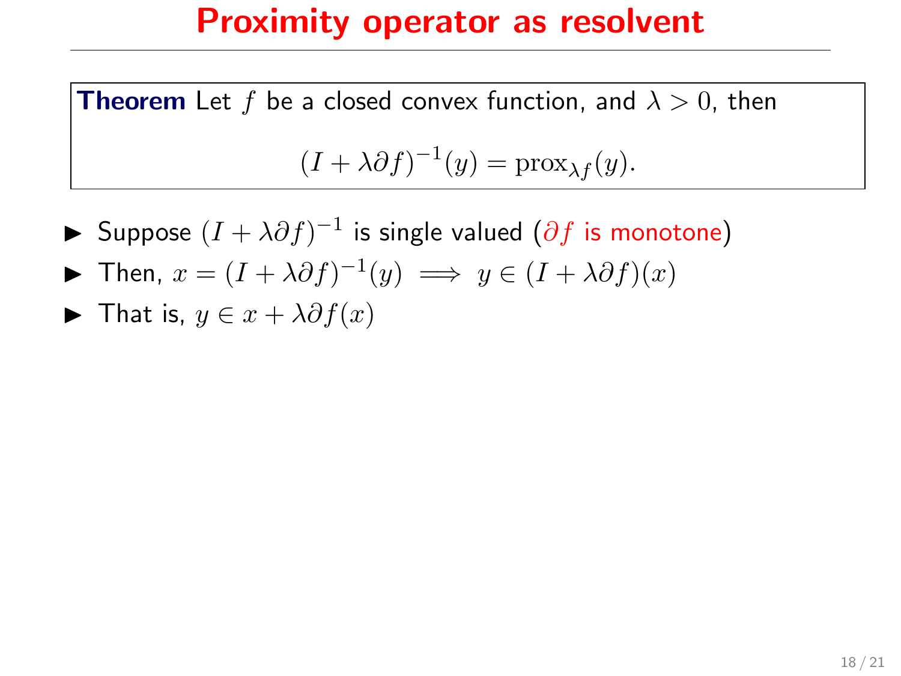# Proximity operator as resolvent

**Theorem** Let $f$ be a closed convex function, and $\lambda > 0$, then

$$(I + \lambda \partial f)^{-1}(y) = \text{prox}_{\lambda f}(y).$$

- Suppose $(I + \lambda \partial f)^{-1}$ is single valued ($\partial f$ is monotone)
- Then, $x = (I + \lambda \partial f)^{-1}(y) \implies y \in (I + \lambda \partial f)(x)$
- That is, $y \in x + \lambda \partial f(x)$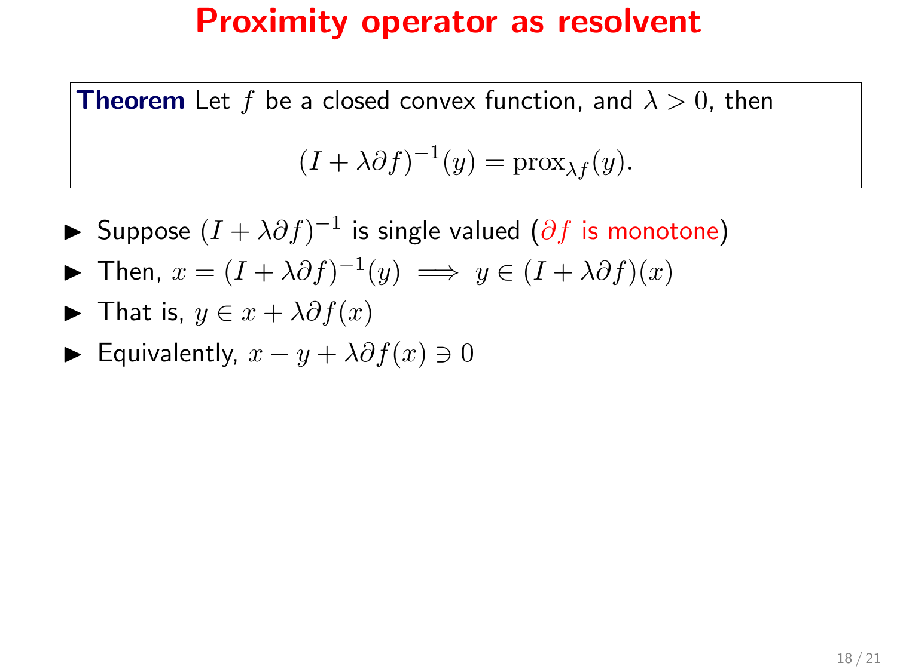# Proximity operator as resolvent

**Theorem** Let $f$ be a closed convex function, and $\lambda > 0$, then

$$(I + \lambda \partial f)^{-1}(y) = \text{prox}_{\lambda f}(y).$$

- Suppose $(I + \lambda \partial f)^{-1}$ is single valued ($\partial f$ is monotone)
- Then, $x = (I + \lambda \partial f)^{-1}(y) \implies y \in (I + \lambda \partial f)(x)$
- That is, $y \in x + \lambda \partial f(x)$
- Equivalently, $x - y + \lambda \partial f(x) \ni 0$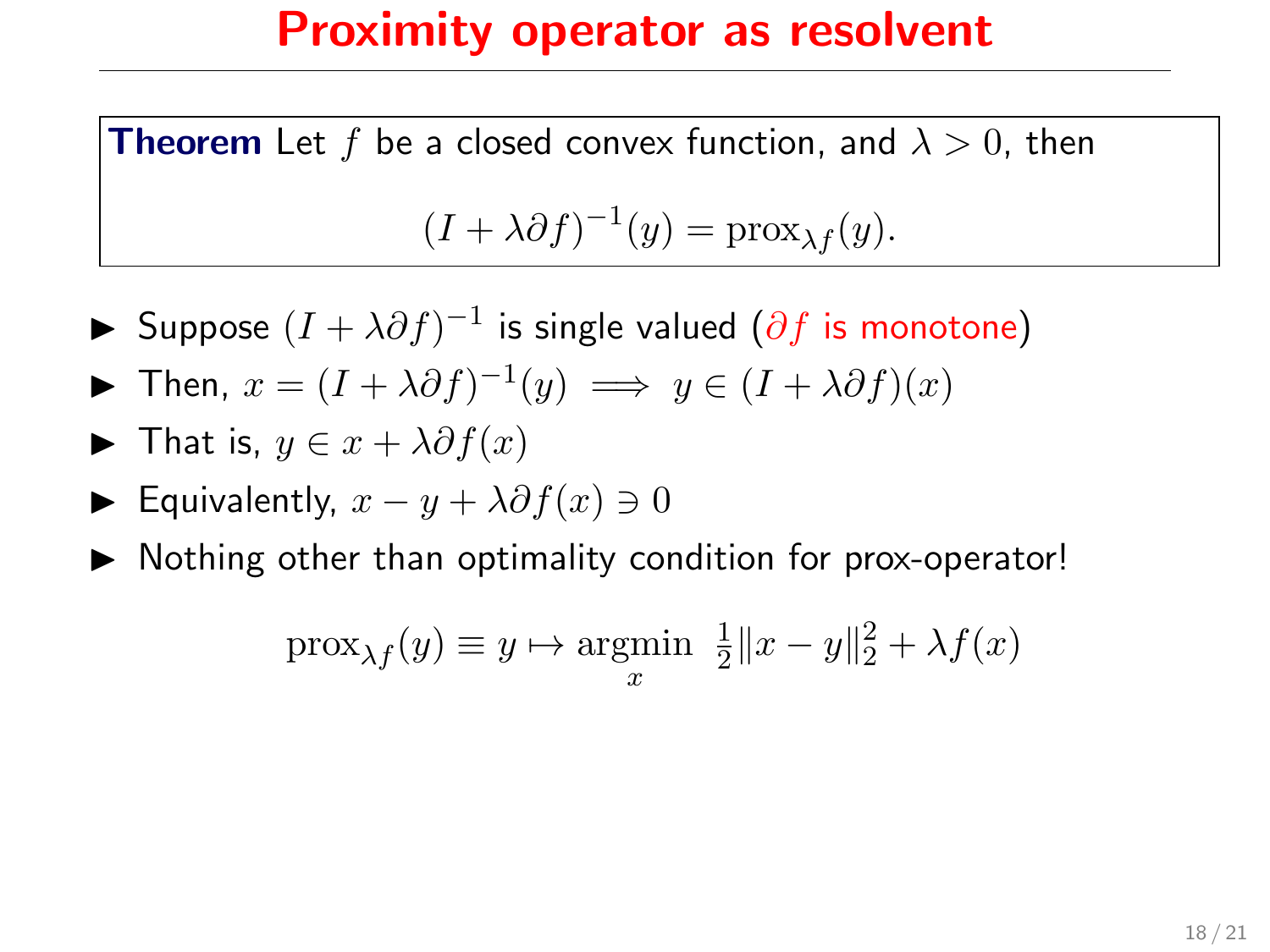# Proximity operator as resolvent

**Theorem** Let $f$ be a closed convex function, and $\lambda > 0$, then

$$(I + \lambda \partial f)^{-1}(y) = \operatorname{prox}_{\lambda f}(y).$$

- Suppose $(I + \lambda \partial f)^{-1}$ is single valued ($\partial f$ is monotone)
- Then, $x = (I + \lambda \partial f)^{-1}(y) \implies y \in (I + \lambda \partial f)(x)$
- That is, $y \in x + \lambda \partial f(x)$
- Equivalently, $x - y + \lambda \partial f(x) \ni 0$
- Nothing other than optimality condition for prox-operator!

$$\operatorname{prox}_{\lambda f}(y) \equiv y \mapsto \underset{x}{\operatorname{argmin}} \ \tfrac{1}{2}\|x - y\|_2^2 + \lambda f(x)$$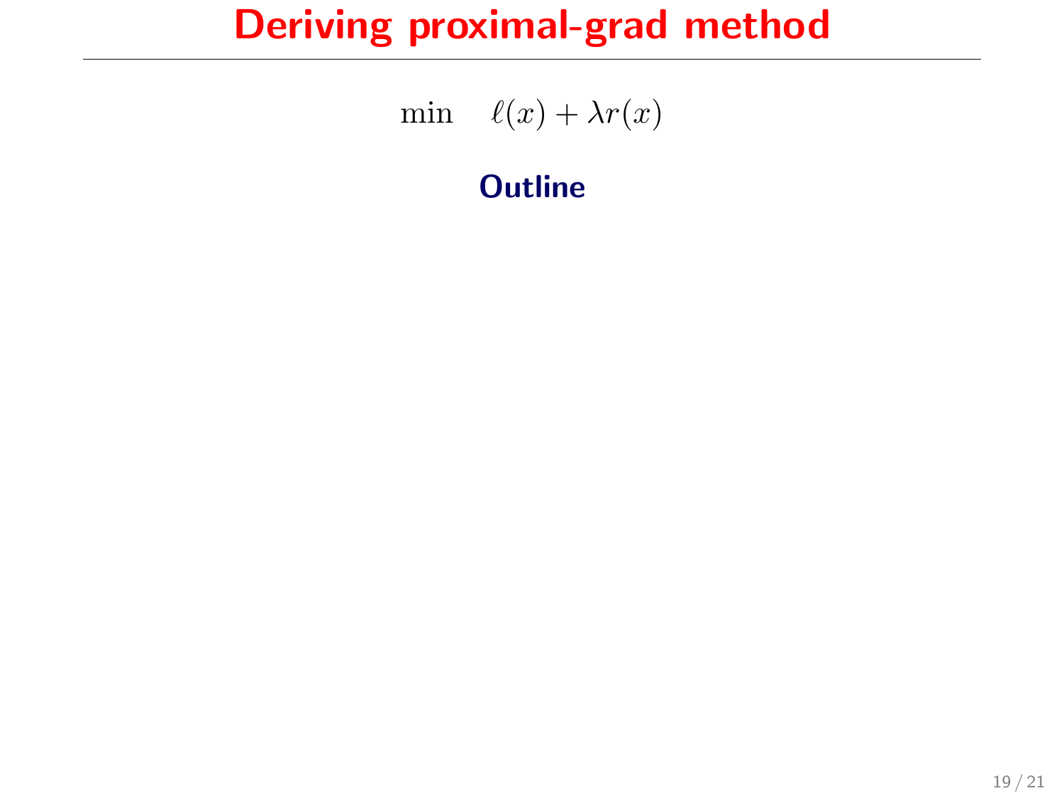# Deriving proximal-grad method

$$\min \quad \ell(x) + \lambda r(x)$$

**Outline**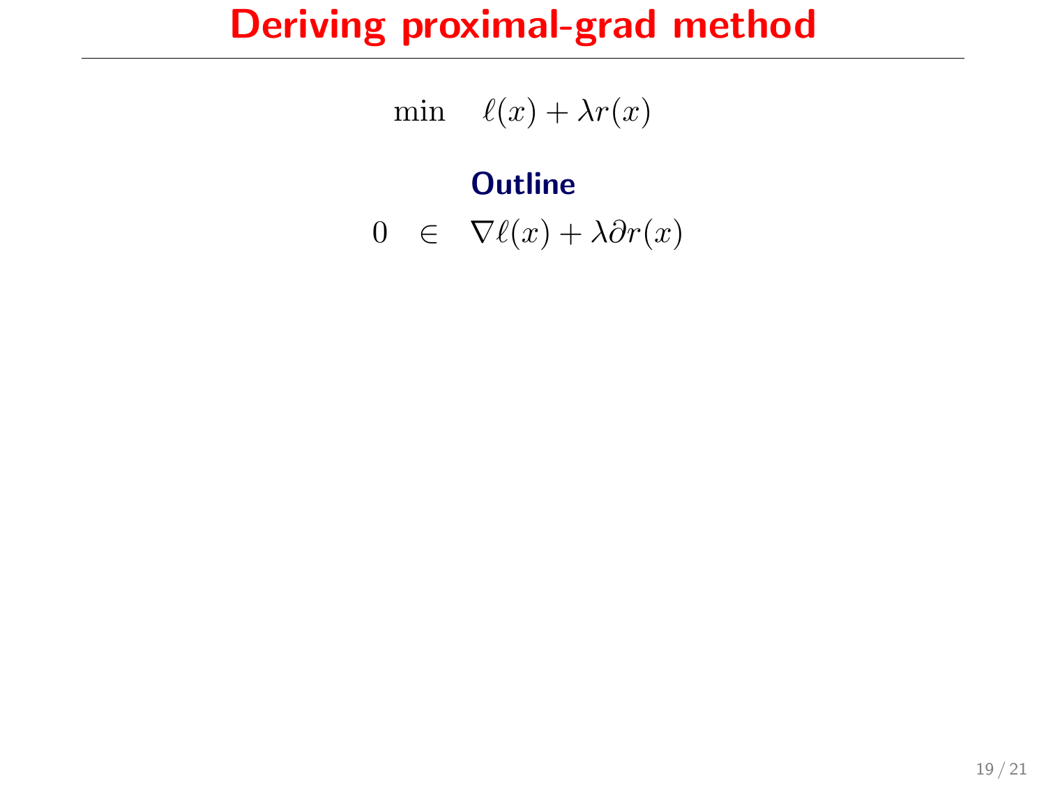# Deriving proximal-grad method

$$\min \quad \ell(x) + \lambda r(x)$$

### Outline

$$0 \quad \in \quad \nabla \ell(x) + \lambda \partial r(x)$$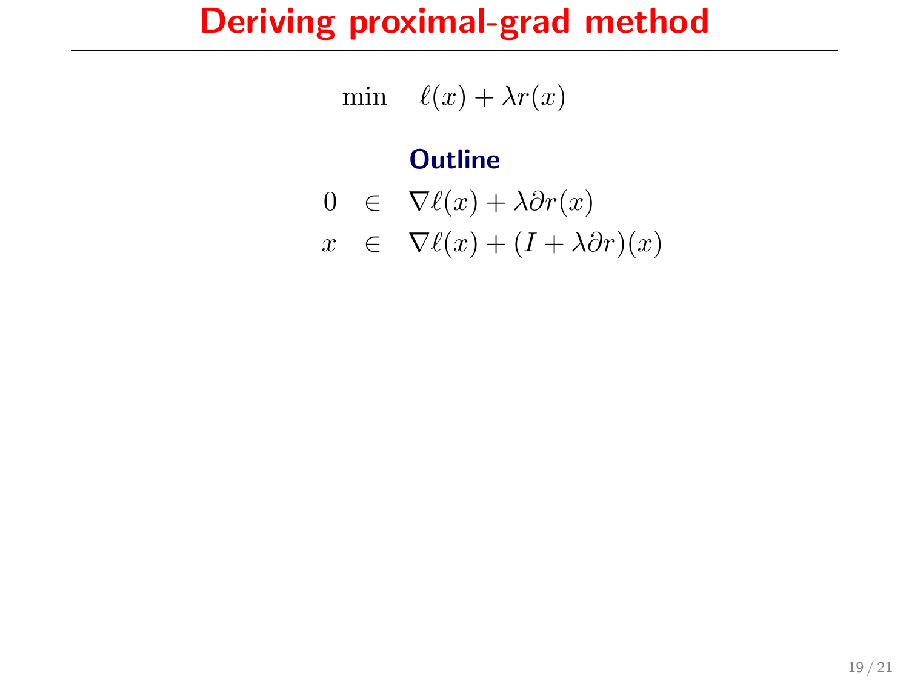# Deriving proximal-grad method

$$\min \quad \ell(x) + \lambda r(x)$$

### Outline

$$
\begin{aligned}
0 &\in \nabla \ell(x) + \lambda \partial r(x) \\
x &\in \nabla \ell(x) + (I + \lambda \partial r)(x)
\end{aligned}
$$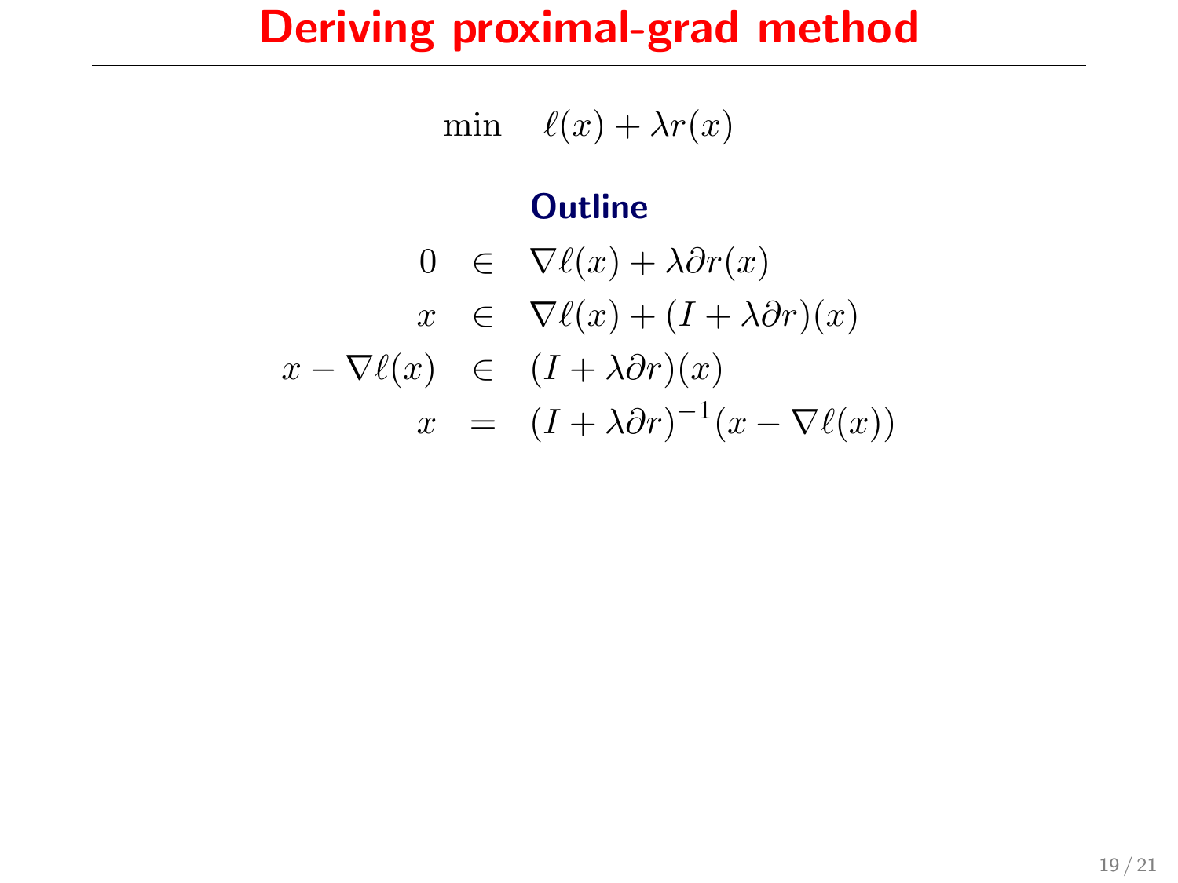# Deriving proximal-grad method

$$\min \quad \ell(x) + \lambda r(x)$$

**Outline**

$$\begin{aligned}
0 &\in \nabla \ell(x) + \lambda \partial r(x) \\
x &\in \nabla \ell(x) + (I + \lambda \partial r)(x) \\
x - \nabla \ell(x) &\in (I + \lambda \partial r)(x) \\
x &= (I + \lambda \partial r)^{-1}(x - \nabla \ell(x))
\end{aligned}$$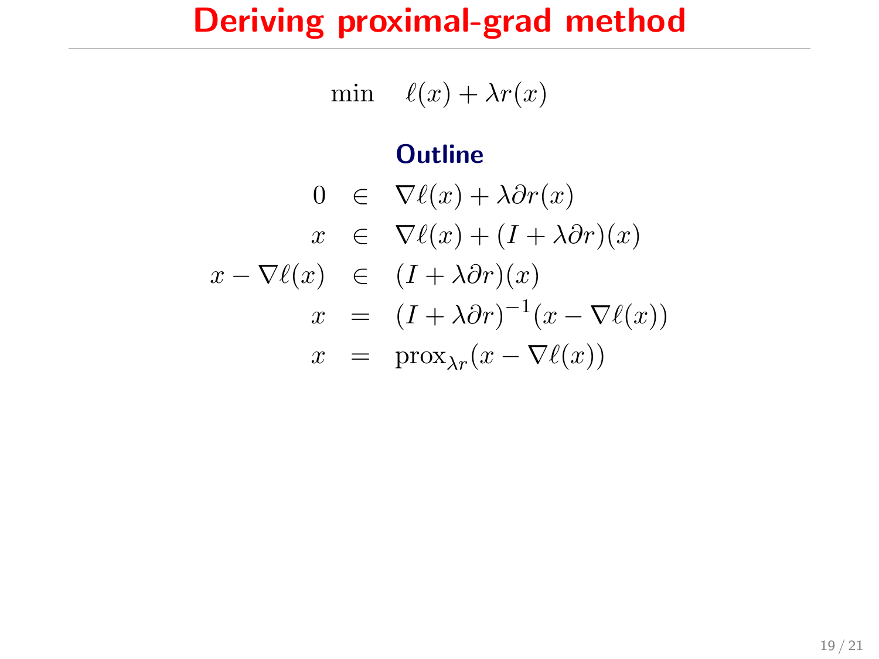# Deriving proximal-grad method

$$\min \quad \ell(x) + \lambda r(x)$$

**Outline**

$$
\begin{aligned}
0 &\in \nabla \ell(x) + \lambda \partial r(x) \\
x &\in \nabla \ell(x) + (I + \lambda \partial r)(x) \\
x - \nabla \ell(x) &\in (I + \lambda \partial r)(x) \\
x &= (I + \lambda \partial r)^{-1}(x - \nabla \ell(x)) \\
x &= \operatorname{prox}_{\lambda r}(x - \nabla \ell(x))
\end{aligned}
$$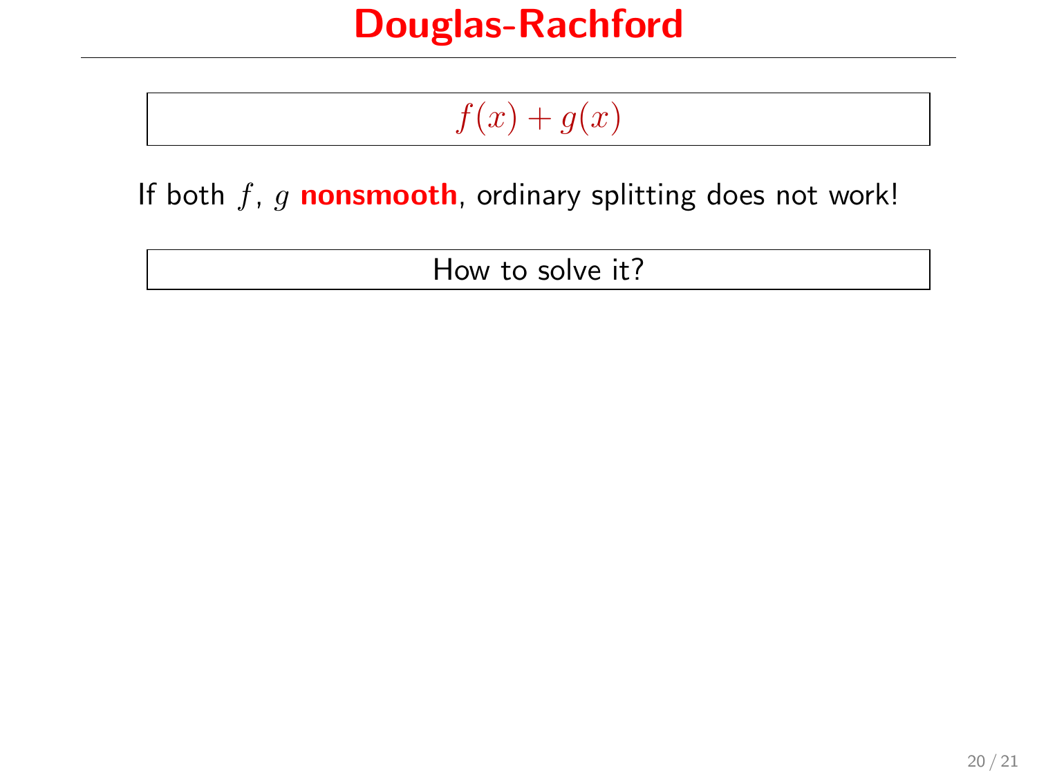# Douglas-Rachford

$$f(x) + g(x)$$

If both $f$, $g$ **nonsmooth**, ordinary splitting does not work!

How to solve it?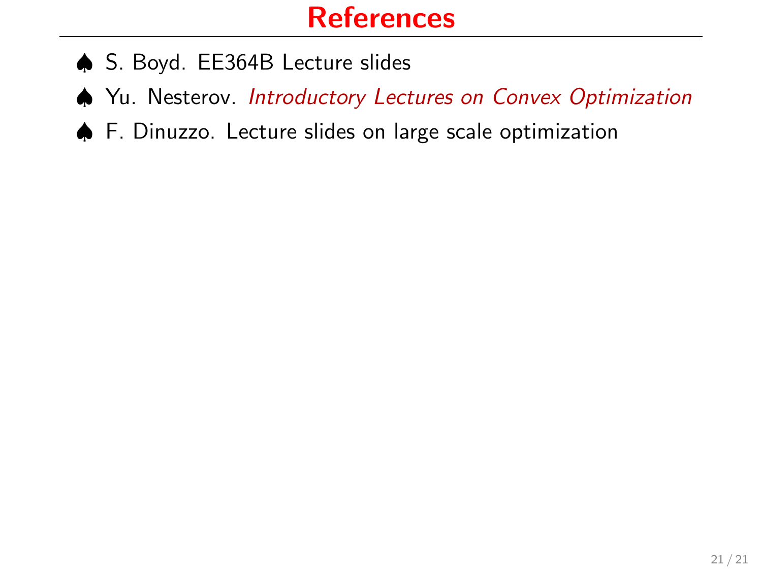# References

- ♠ S. Boyd. EE364B Lecture slides
- ♠ Yu. Nesterov. *Introductory Lectures on Convex Optimization*
- ♠ F. Dinuzzo. Lecture slides on large scale optimization